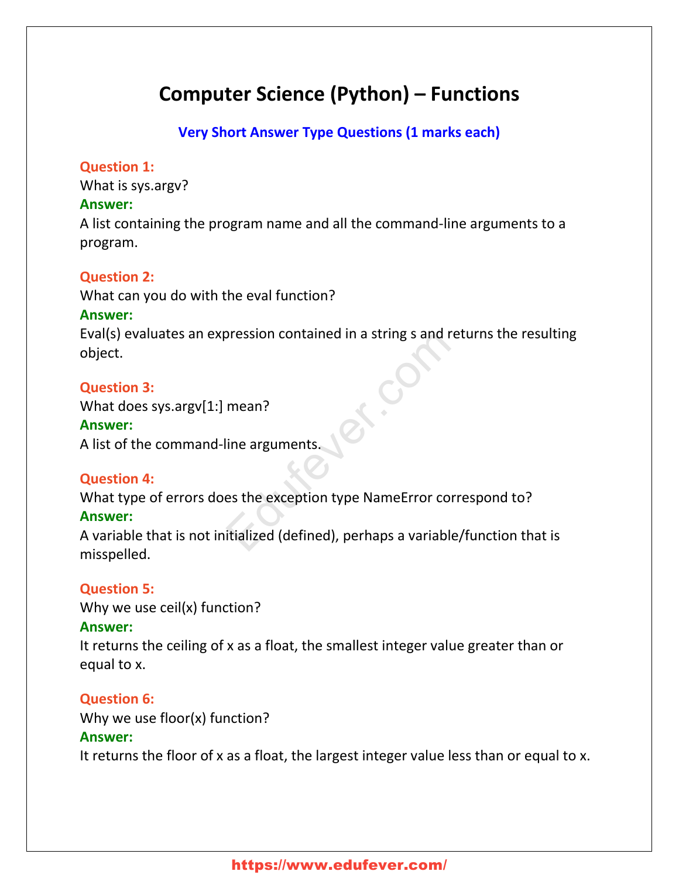# Computer Science (Python) – Functions

## Very Short Answer Type Questions (1 marks each)

**Question 1:**
What is sys.argv?
**Answer:**
A list containing the program name and all the command-line arguments to a program.

**Question 2:**
What can you do with the eval function?
**Answer:**
Eval(s) evaluates an expression contained in a string s and returns the resulting object.

**Question 3:**
What does sys.argv[1:] mean?
**Answer:**
A list of the command-line arguments.

**Question 4:**
What type of errors does the exception type NameError correspond to?
**Answer:**
A variable that is not initialized (defined), perhaps a variable/function that is misspelled.

**Question 5:**
Why we use ceil(x) function?
**Answer:**
It returns the ceiling of x as a float, the smallest integer value greater than or equal to x.

**Question 6:**
Why we use floor(x) function?
**Answer:**
It returns the floor of x as a float, the largest integer value less than or equal to x.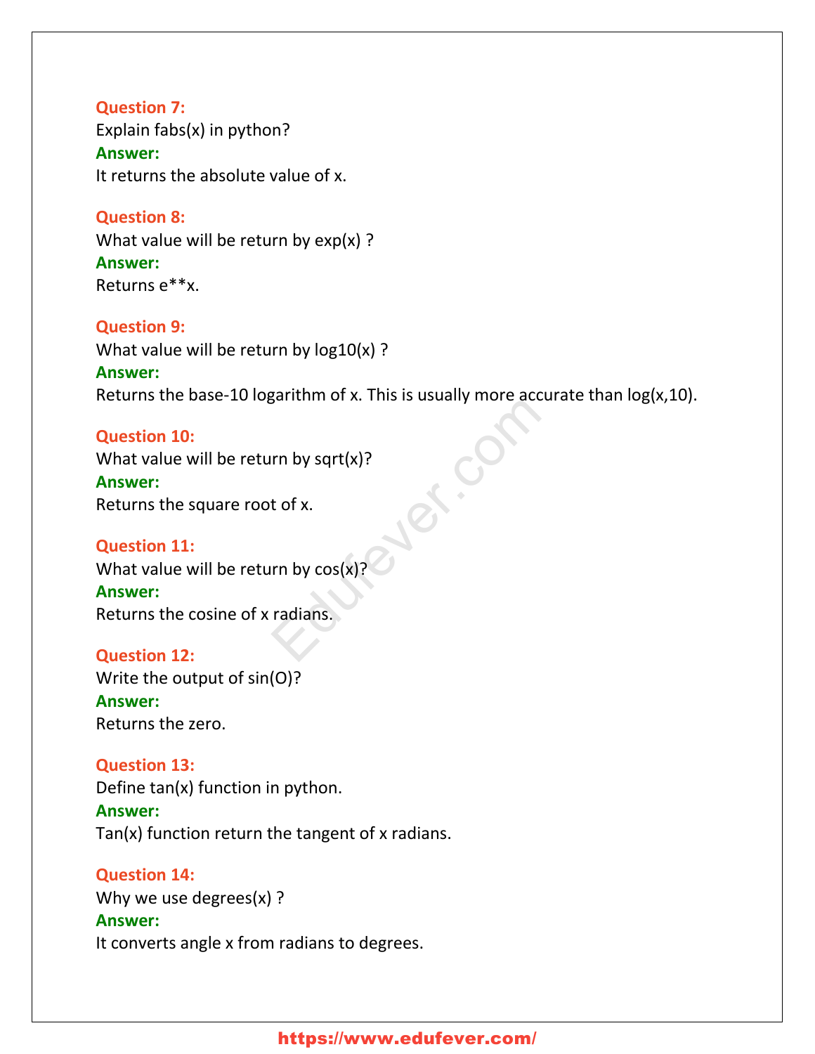**Question 7:**
Explain fabs(x) in python?
**Answer:**
It returns the absolute value of x.

**Question 8:**
What value will be return by exp(x) ?
**Answer:**
Returns e**x.

**Question 9:**
What value will be return by log10(x) ?
**Answer:**
Returns the base-10 logarithm of x. This is usually more accurate than log(x,10).

**Question 10:**
What value will be return by sqrt(x)?
**Answer:**
Returns the square root of x.

**Question 11:**
What value will be return by cos(x)?
**Answer:**
Returns the cosine of x radians.

**Question 12:**
Write the output of sin(O)?
**Answer:**
Returns the zero.

**Question 13:**
Define tan(x) function in python.
**Answer:**
Tan(x) function return the tangent of x radians.

**Question 14:**
Why we use degrees(x) ?
**Answer:**
It converts angle x from radians to degrees.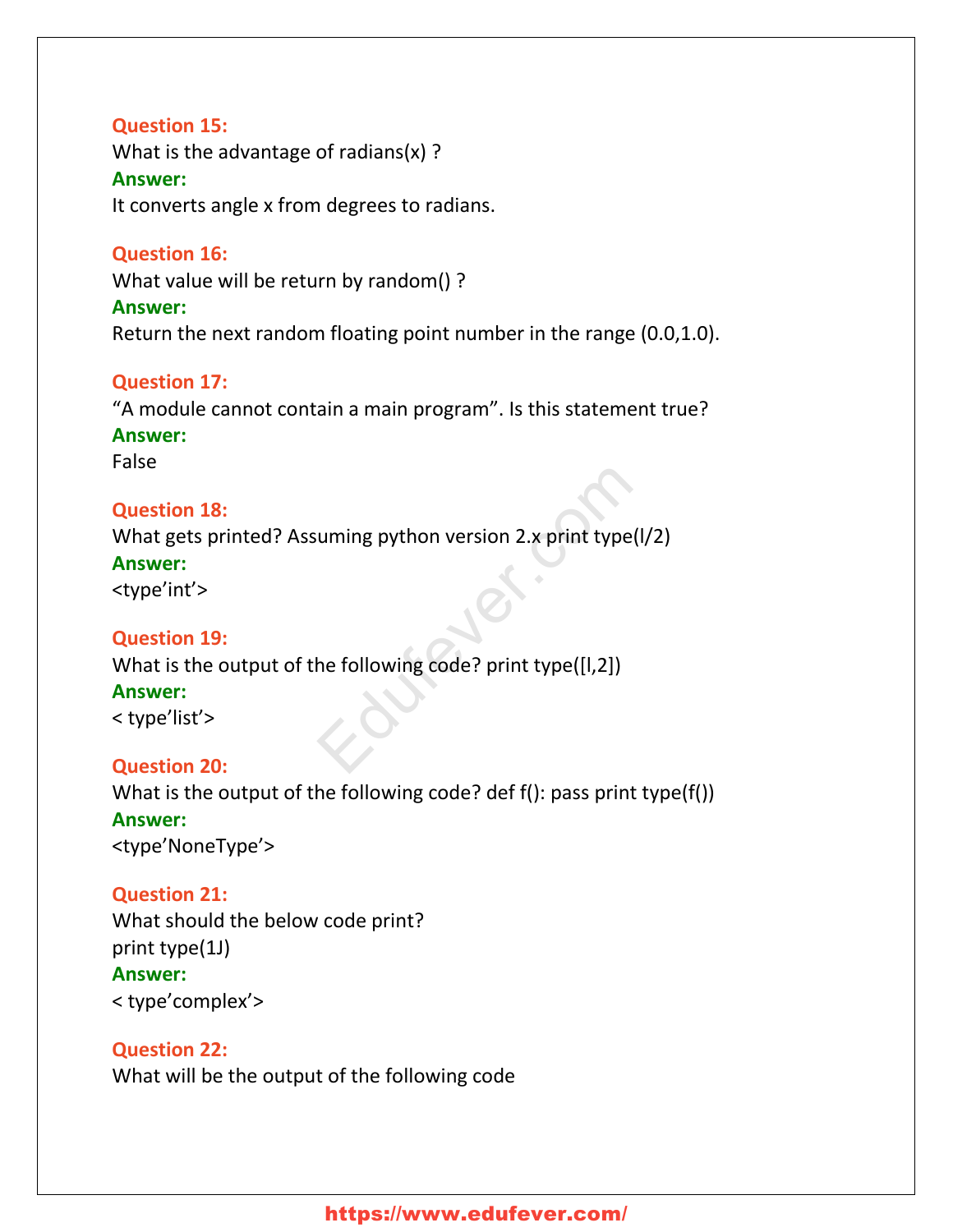**Question 15:**
What is the advantage of radians(x) ?
**Answer:**
It converts angle x from degrees to radians.

**Question 16:**
What value will be return by random() ?
**Answer:**
Return the next random floating point number in the range (0.0,1.0).

**Question 17:**
"A module cannot contain a main program". Is this statement true?
**Answer:**
False

**Question 18:**
What gets printed? Assuming python version 2.x print type(l/2)
**Answer:**
<type'int'>

**Question 19:**
What is the output of the following code? print type([l,2])
**Answer:**
< type'list'>

**Question 20:**
What is the output of the following code? def f(): pass print type(f())
**Answer:**
<type'NoneType'>

**Question 21:**
What should the below code print?
print type(1J)
**Answer:**
< type'complex'>

**Question 22:**
What will be the output of the following code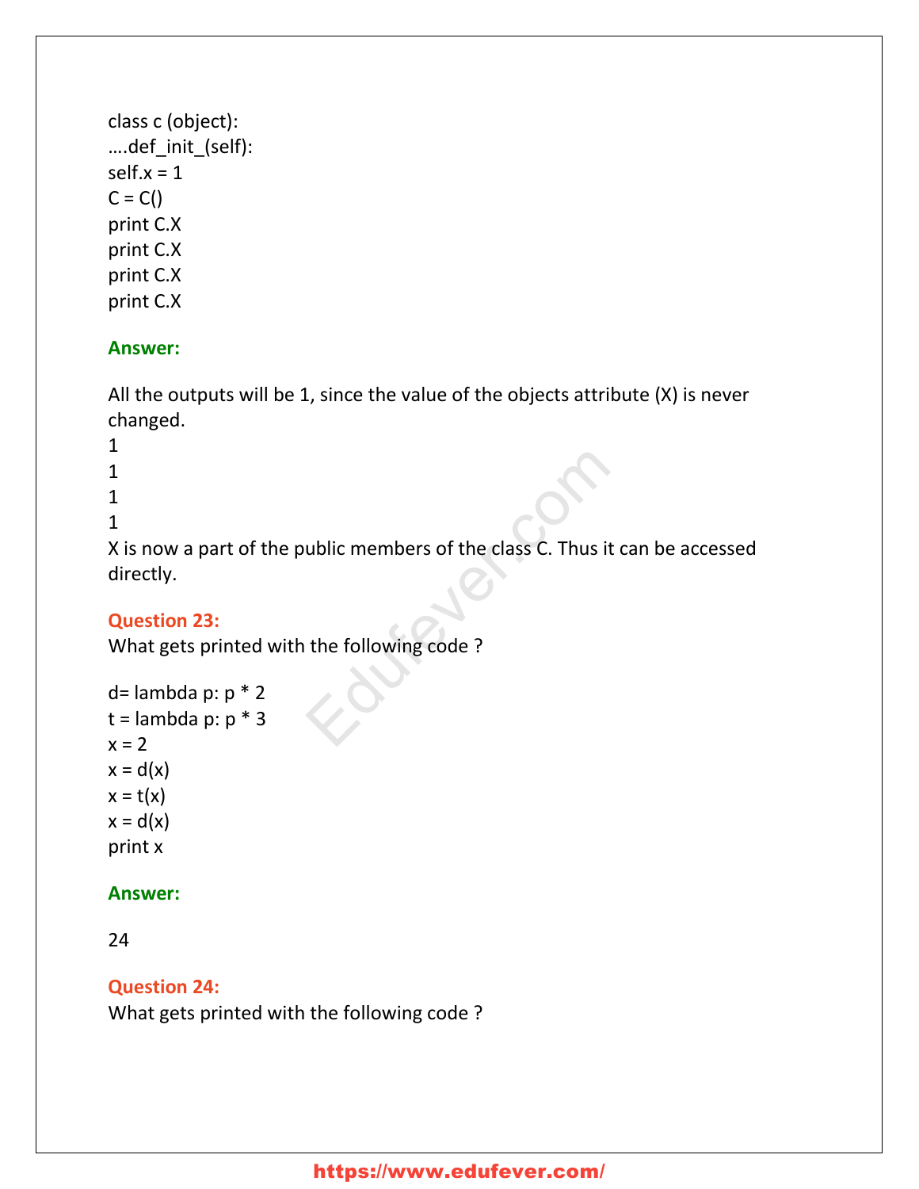```
class c (object):
….def_init_(self):
self.x = 1
C = C()
print C.X
print C.X
print C.X
print C.X
```

**Answer:**

All the outputs will be 1, since the value of the objects attribute (X) is never changed.

1
1
1
1

X is now a part of the public members of the class C. Thus it can be accessed directly.

**Question 23:**

What gets printed with the following code ?

```
d= lambda p: p * 2
t = lambda p: p * 3
x = 2
x = d(x)
x = t(x)
x = d(x)
print x
```

**Answer:**

24

**Question 24:**

What gets printed with the following code ?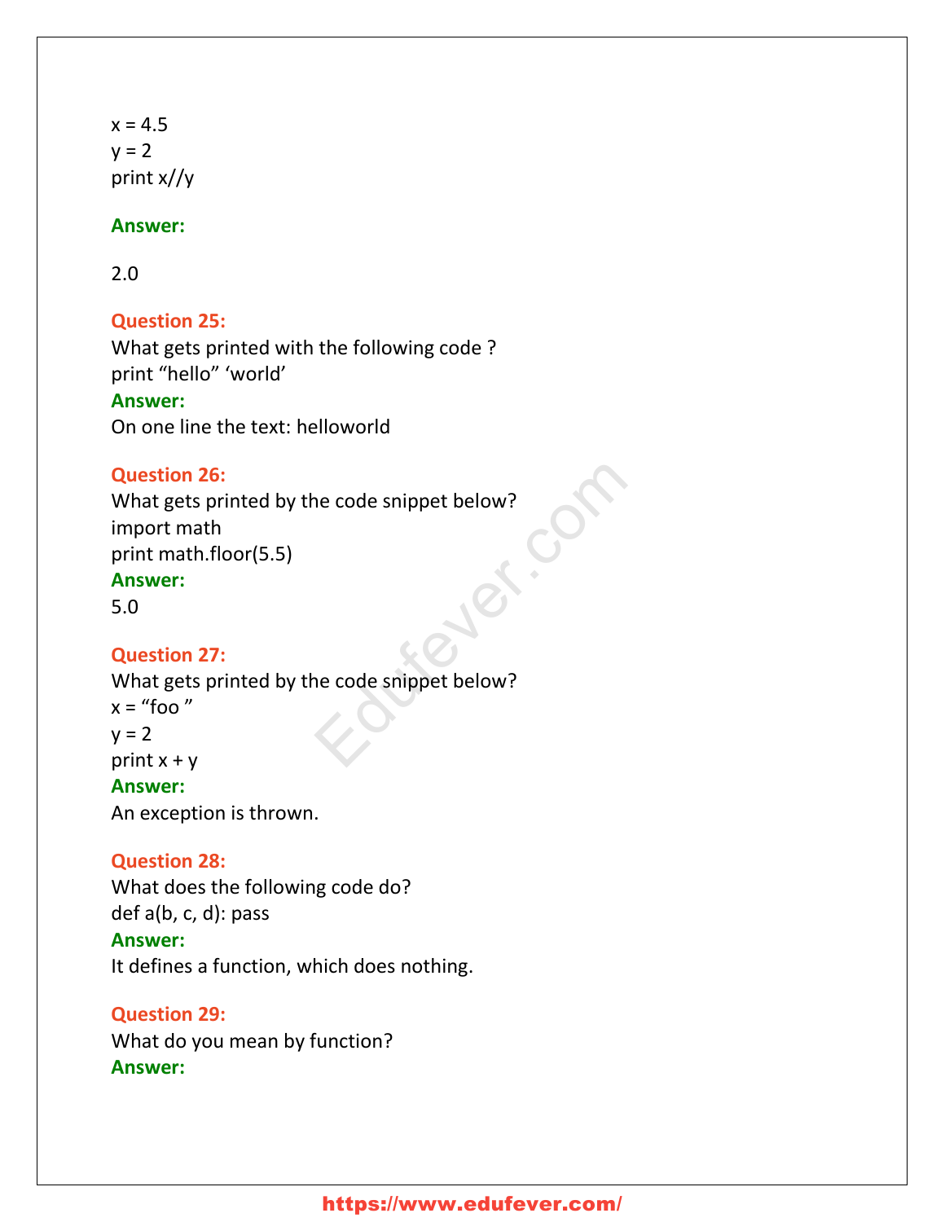```
x = 4.5
y = 2
print x//y
```

**Answer:**

2.0

**Question 25:**
What gets printed with the following code ?
print “hello” ‘world’
**Answer:**
On one line the text: helloworld

**Question 26:**
What gets printed by the code snippet below?

```
import math
print math.floor(5.5)
```

**Answer:**
5.0

**Question 27:**
What gets printed by the code snippet below?

```
x = "foo "
y = 2
print x + y
```

**Answer:**
An exception is thrown.

**Question 28:**
What does the following code do?

```
def a(b, c, d): pass
```

**Answer:**
It defines a function, which does nothing.

**Question 29:**
What do you mean by function?
**Answer:**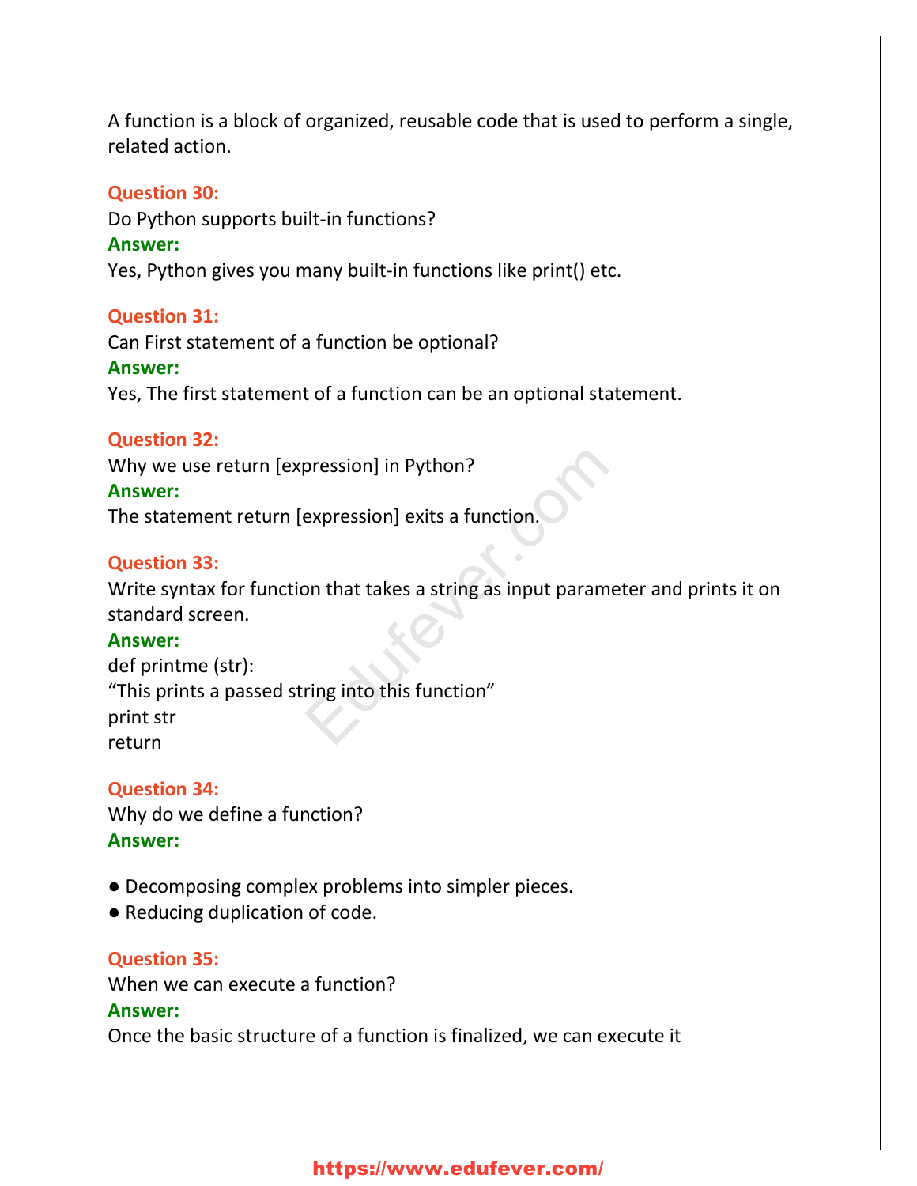A function is a block of organized, reusable code that is used to perform a single, related action.

**Question 30:**
Do Python supports built-in functions?
**Answer:**
Yes, Python gives you many built-in functions like print() etc.

**Question 31:**
Can First statement of a function be optional?
**Answer:**
Yes, The first statement of a function can be an optional statement.

**Question 32:**
Why we use return [expression] in Python?
**Answer:**
The statement return [expression] exits a function.

**Question 33:**
Write syntax for function that takes a string as input parameter and prints it on standard screen.
**Answer:**

```
def printme (str):
“This prints a passed string into this function”
print str
return
```

**Question 34:**
Why do we define a function?
**Answer:**

- Decomposing complex problems into simpler pieces.
- Reducing duplication of code.

**Question 35:**
When we can execute a function?
**Answer:**
Once the basic structure of a function is finalized, we can execute it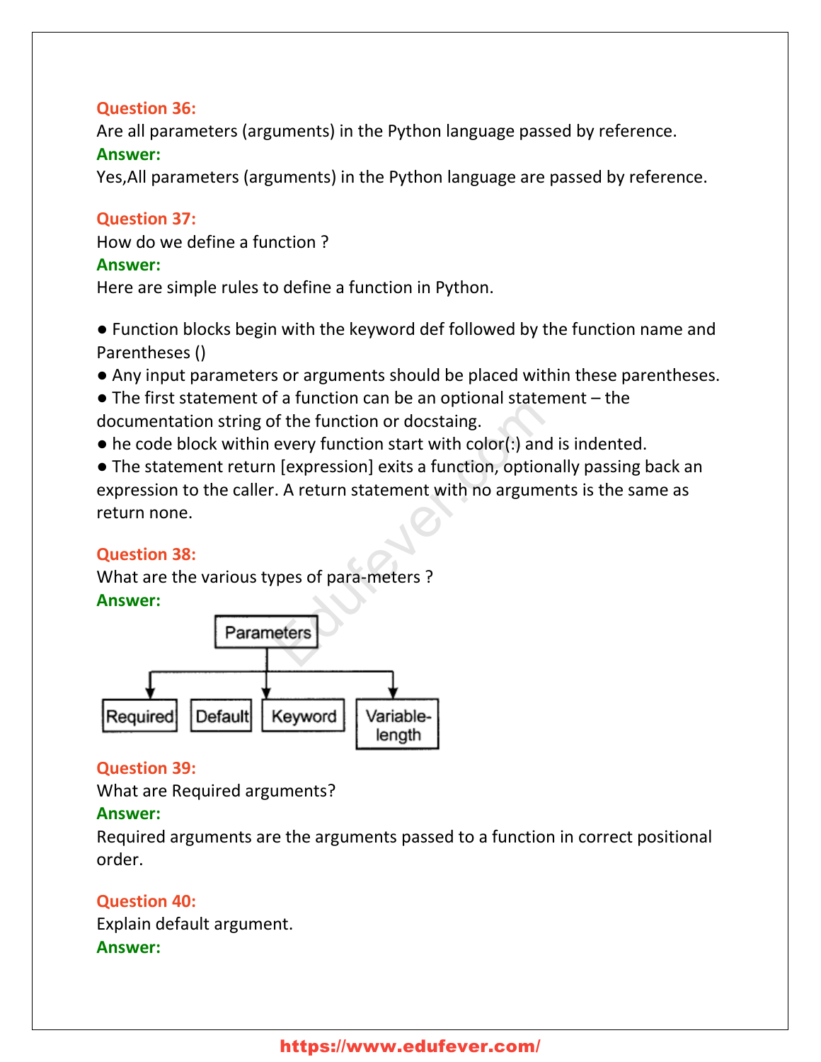**Question 36:**
Are all parameters (arguments) in the Python language passed by reference.
**Answer:**
Yes,All parameters (arguments) in the Python language are passed by reference.

**Question 37:**
How do we define a function ?
**Answer:**
Here are simple rules to define a function in Python.

● Function blocks begin with the keyword def followed by the function name and Parentheses ()
● Any input parameters or arguments should be placed within these parentheses.
● The first statement of a function can be an optional statement – the documentation string of the function or docstaing.
● he code block within every function start with color(:) and is indented.
● The statement return [expression] exits a function, optionally passing back an expression to the caller. A return statement with no arguments is the same as return none.

**Question 38:**
What are the various types of para-meters ?
**Answer:**

Parameters
- Required
- Default
- Keyword
- Variable-length

**Question 39:**
What are Required arguments?
**Answer:**
Required arguments are the arguments passed to a function in correct positional order.

**Question 40:**
Explain default argument.
**Answer:**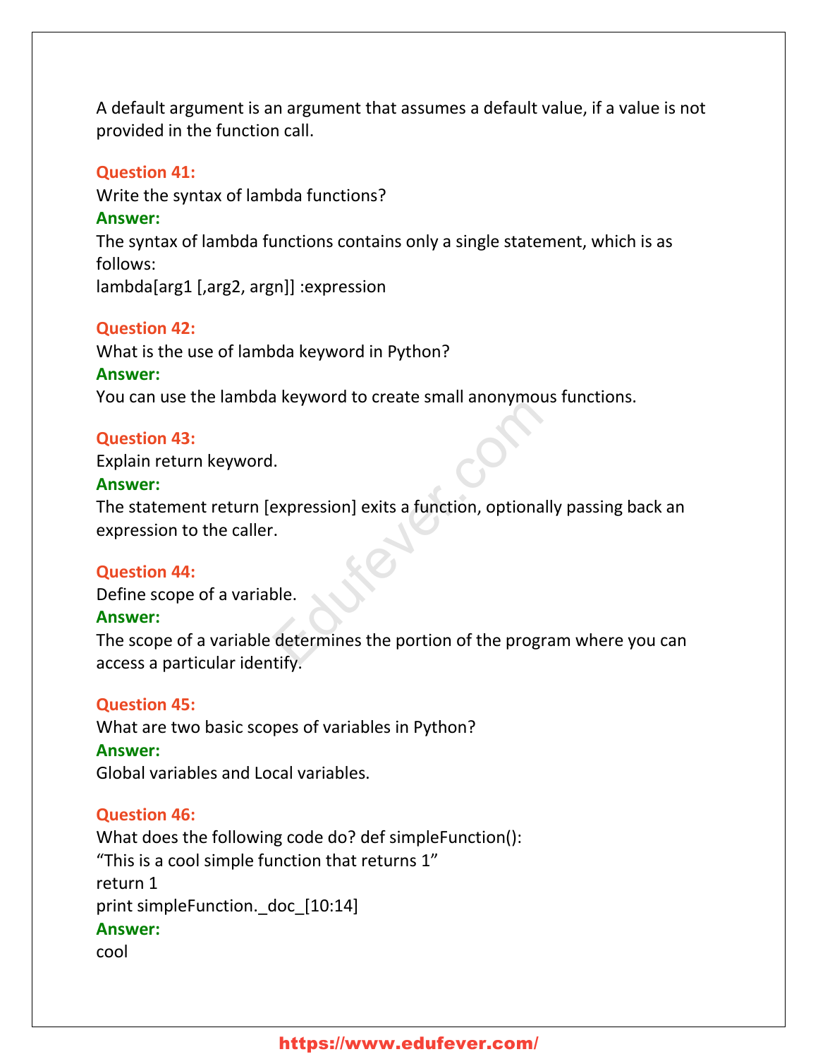A default argument is an argument that assumes a default value, if a value is not provided in the function call.

**Question 41:**
Write the syntax of lambda functions?
**Answer:**
The syntax of lambda functions contains only a single statement, which is as follows:
lambda[arg1 [,arg2, argn]] :expression

**Question 42:**
What is the use of lambda keyword in Python?
**Answer:**
You can use the lambda keyword to create small anonymous functions.

**Question 43:**
Explain return keyword.
**Answer:**
The statement return [expression] exits a function, optionally passing back an expression to the caller.

**Question 44:**
Define scope of a variable.
**Answer:**
The scope of a variable determines the portion of the program where you can access a particular identify.

**Question 45:**
What are two basic scopes of variables in Python?
**Answer:**
Global variables and Local variables.

**Question 46:**
What does the following code do? def simpleFunction():
"This is a cool simple function that returns 1"
return 1
print simpleFunction._doc_[10:14]
**Answer:**
cool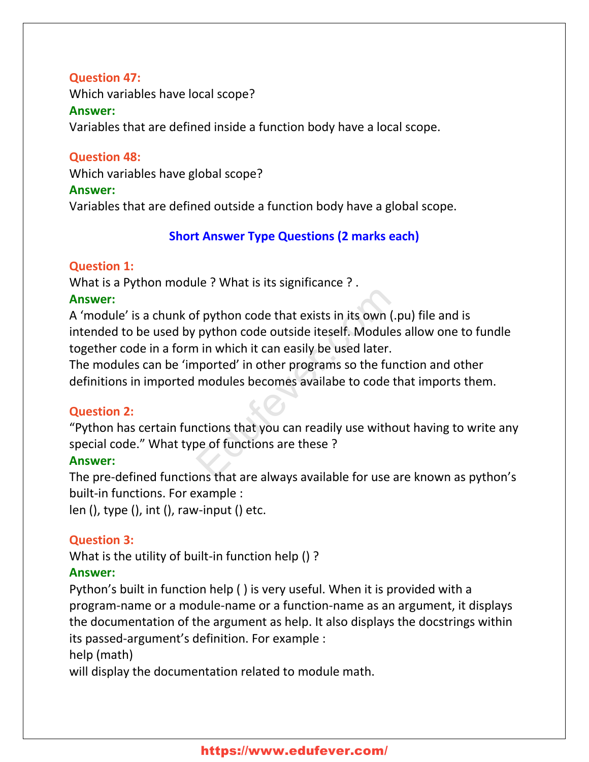**Question 47:**
Which variables have local scope?
**Answer:**
Variables that are defined inside a function body have a local scope.

**Question 48:**
Which variables have global scope?
**Answer:**
Variables that are defined outside a function body have a global scope.

## Short Answer Type Questions (2 marks each)

**Question 1:**
What is a Python module ? What is its significance ? .
**Answer:**
A 'module' is a chunk of python code that exists in its own (.pu) file and is intended to be used by python code outside iteself. Modules allow one to fundle together code in a form in which it can easily be used later.
The modules can be 'imported' in other programs so the function and other definitions in imported modules becomes availabe to code that imports them.

**Question 2:**
"Python has certain functions that you can readily use without having to write any special code." What type of functions are these ?
**Answer:**
The pre-defined functions that are always available for use are known as python's built-in functions. For example :
len (), type (), int (), raw-input () etc.

**Question 3:**
What is the utility of built-in function help () ?
**Answer:**
Python's built in function help ( ) is very useful. When it is provided with a program-name or a module-name or a function-name as an argument, it displays the documentation of the argument as help. It also displays the docstrings within its passed-argument's definition. For example :
help (math)
will display the documentation related to module math.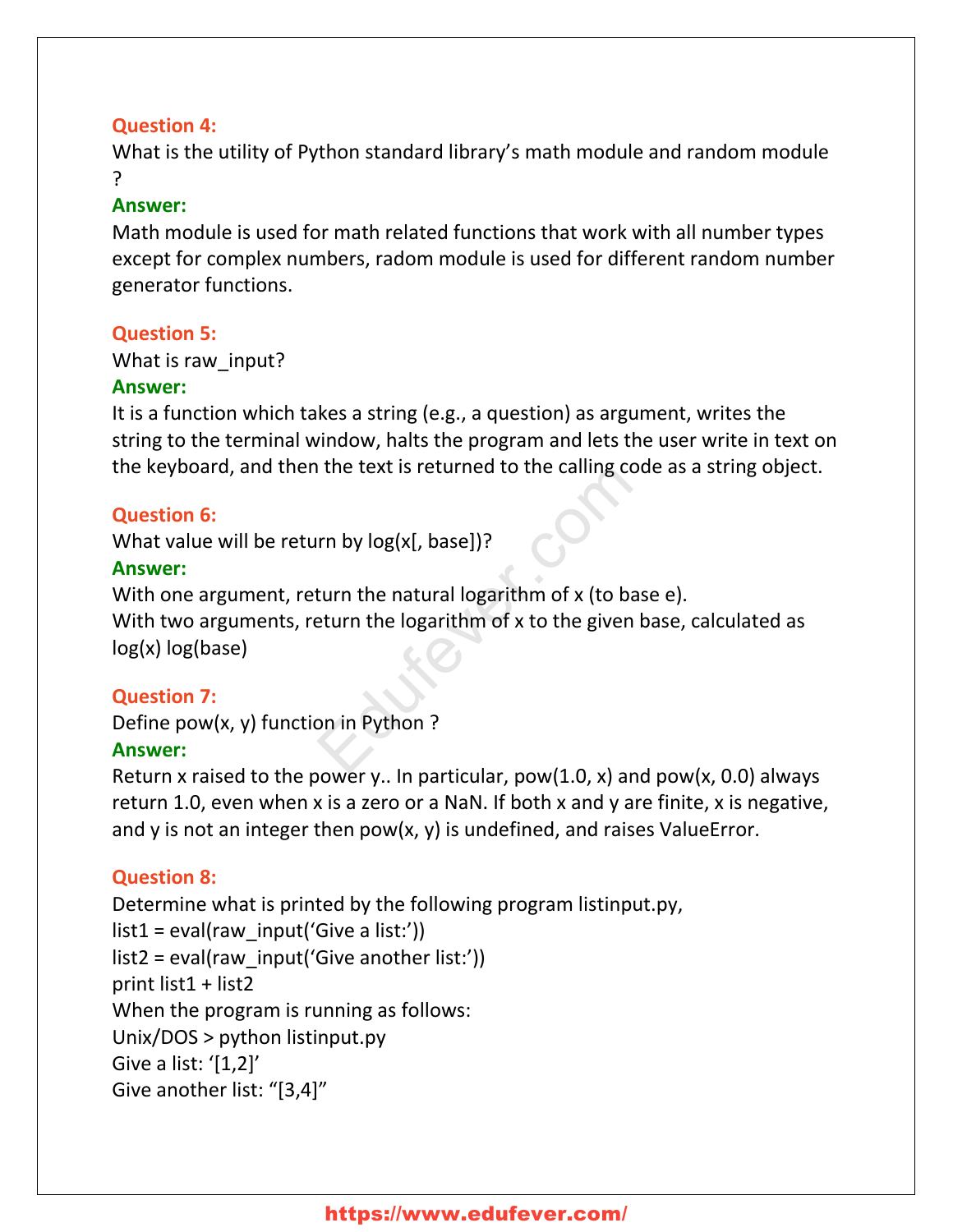**Question 4:**
What is the utility of Python standard library's math module and random module ?

**Answer:**
Math module is used for math related functions that work with all number types except for complex numbers, radom module is used for different random number generator functions.

**Question 5:**
What is raw_input?

**Answer:**
It is a function which takes a string (e.g., a question) as argument, writes the string to the terminal window, halts the program and lets the user write in text on the keyboard, and then the text is returned to the calling code as a string object.

**Question 6:**
What value will be return by log(x[, base])?

**Answer:**
With one argument, return the natural logarithm of x (to base e).
With two arguments, return the logarithm of x to the given base, calculated as log(x) log(base)

**Question 7:**
Define pow(x, y) function in Python ?

**Answer:**
Return x raised to the power y.. In particular, pow(1.0, x) and pow(x, 0.0) always return 1.0, even when x is a zero or a NaN. If both x and y are finite, x is negative, and y is not an integer then pow(x, y) is undefined, and raises ValueError.

**Question 8:**
Determine what is printed by the following program listinput.py,

```
list1 = eval(raw_input('Give a list:'))
list2 = eval(raw_input('Give another list:'))
print list1 + list2
```

When the program is running as follows:

```
Unix/DOS > python listinput.py
Give a list: '[1,2]'
Give another list: "[3,4]"
```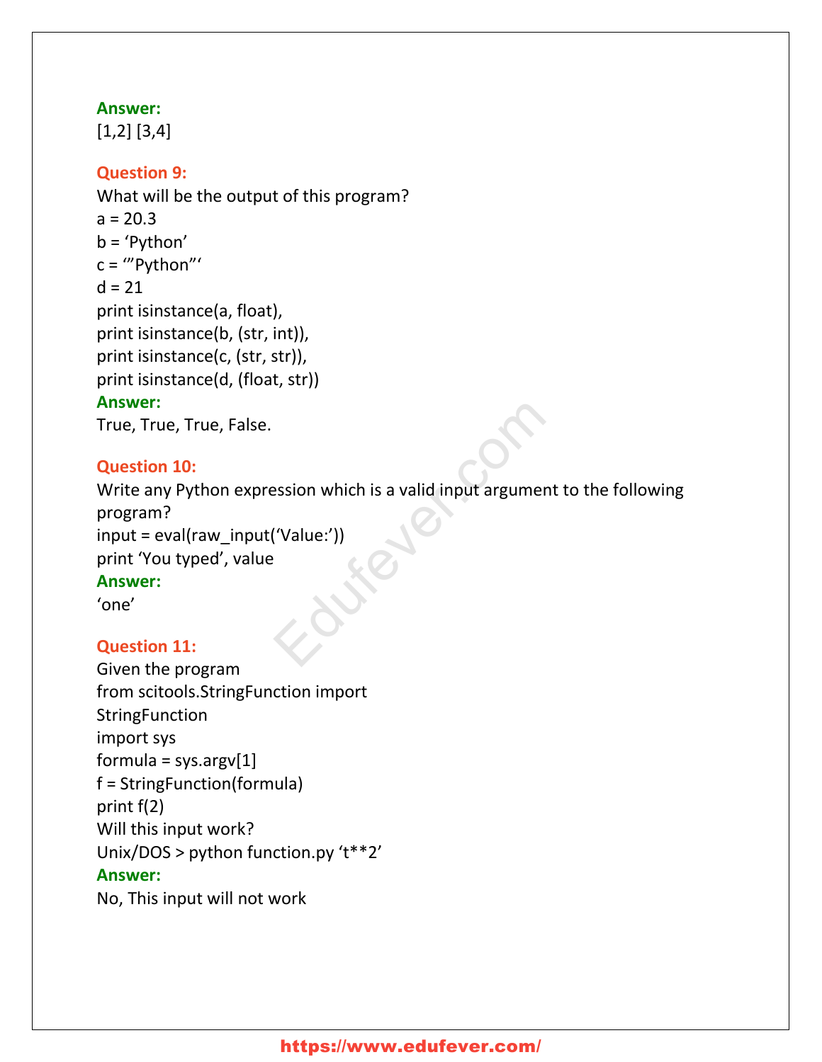**Answer:**
[1,2] [3,4]

**Question 9:**
What will be the output of this program?

a = 20.3
b = 'Python'
c = '"Python"'
d = 21
print isinstance(a, float),
print isinstance(b, (str, int)),
print isinstance(c, (str, str)),
print isinstance(d, (float, str))

**Answer:**
True, True, True, False.

**Question 10:**
Write any Python expression which is a valid input argument to the following program?

input = eval(raw_input('Value:'))
print 'You typed', value

**Answer:**
'one'

**Question 11:**
Given the program

from scitools.StringFunction import
StringFunction
import sys
formula = sys.argv[1]
f = StringFunction(formula)
print f(2)

Will this input work?

Unix/DOS > python function.py 't**2'

**Answer:**
No, This input will not work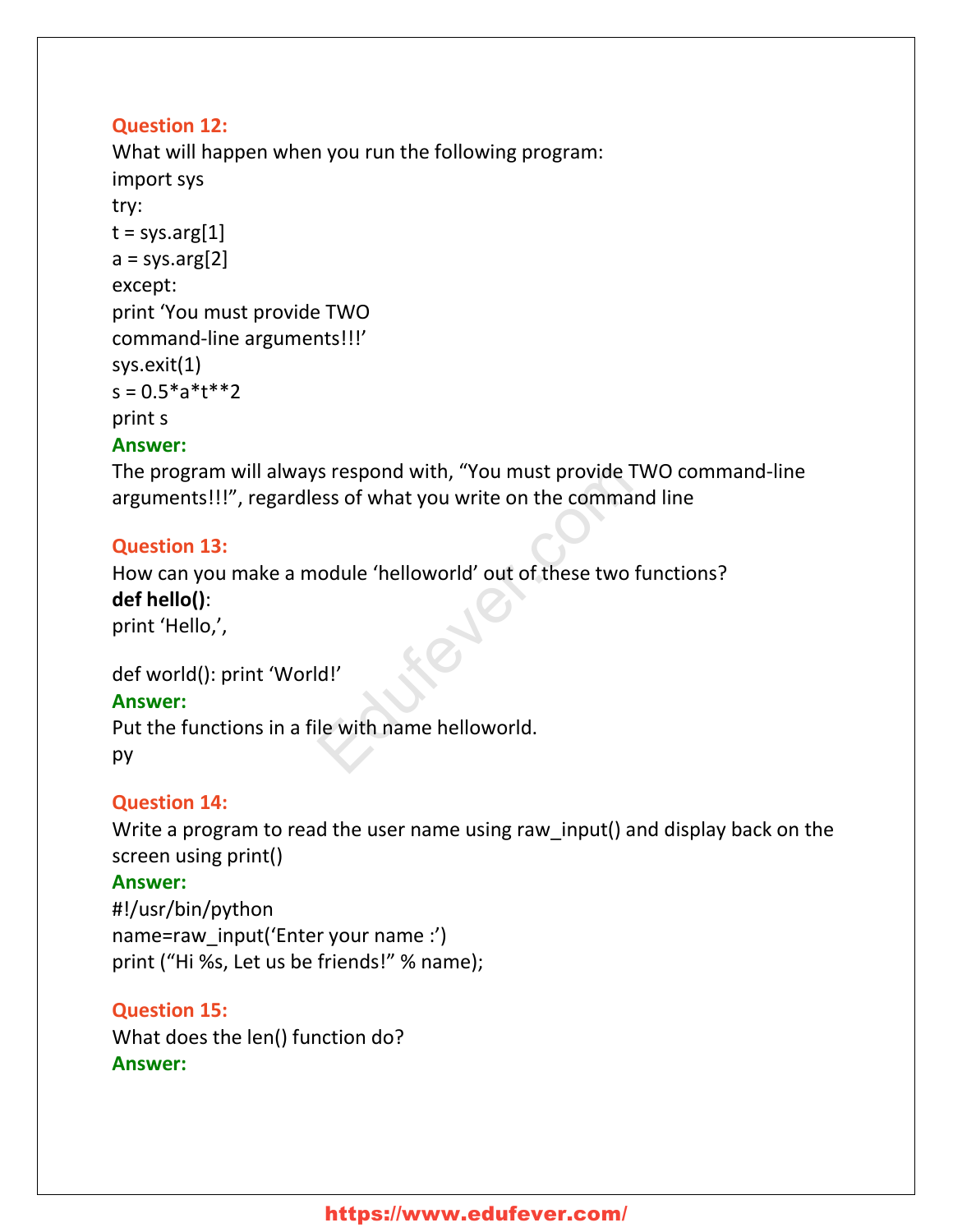**Question 12:**

What will happen when you run the following program:

```
import sys
try:
t = sys.arg[1]
a = sys.arg[2]
except:
print 'You must provide TWO
command-line arguments!!!'
sys.exit(1)
s = 0.5*a*t**2
print s
```

**Answer:**

The program will always respond with, "You must provide TWO command-line arguments!!!", regardless of what you write on the command line

**Question 13:**

How can you make a module 'helloworld' out of these two functions?

```
def hello():
print 'Hello,',

def world(): print 'World!'
```

**Answer:**

Put the functions in a file with name helloworld.
py

**Question 14:**

Write a program to read the user name using raw_input() and display back on the screen using print()

**Answer:**

```
#!/usr/bin/python
name=raw_input('Enter your name :')
print ("Hi %s, Let us be friends!" % name);
```

**Question 15:**

What does the len() function do?

**Answer:**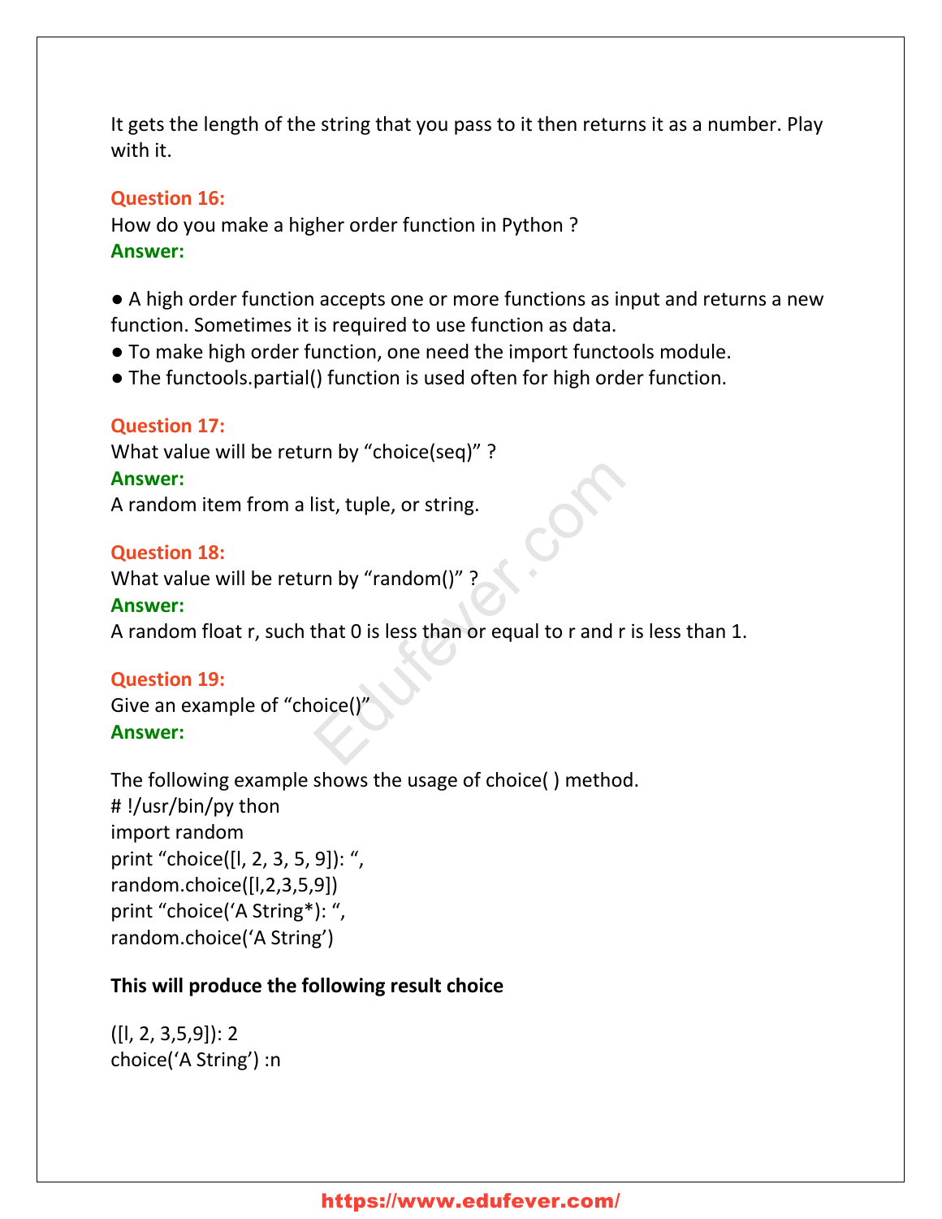It gets the length of the string that you pass to it then returns it as a number. Play with it.

**Question 16:**
How do you make a higher order function in Python ?
**Answer:**

● A high order function accepts one or more functions as input and returns a new function. Sometimes it is required to use function as data.
● To make high order function, one need the import functools module.
● The functools.partial() function is used often for high order function.

**Question 17:**
What value will be return by "choice(seq)" ?
**Answer:**
A random item from a list, tuple, or string.

**Question 18:**
What value will be return by "random()" ?
**Answer:**
A random float r, such that 0 is less than or equal to r and r is less than 1.

**Question 19:**
Give an example of "choice()"
**Answer:**

The following example shows the usage of choice( ) method.
# !/usr/bin/py thon
import random
print "choice([l, 2, 3, 5, 9]): ",
random.choice([l,2,3,5,9])
print "choice('A String*): ",
random.choice('A String')

**This will produce the following result choice**

([l, 2, 3,5,9]): 2
choice('A String') :n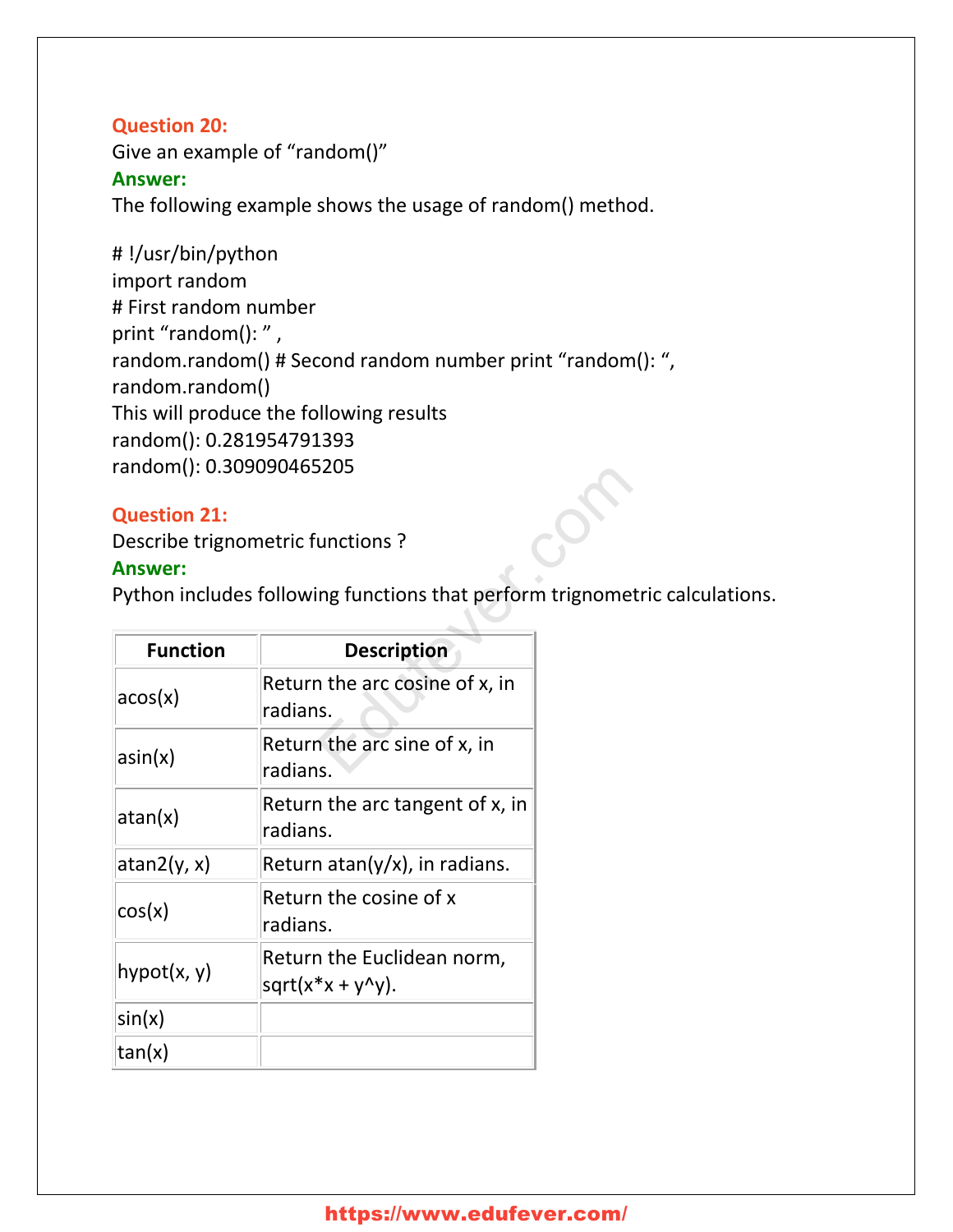**Question 20:**

Give an example of "random()"

**Answer:**

The following example shows the usage of random() method.

```
# !/usr/bin/python
import random
# First random number
print "random(): " ,
random.random() # Second random number print "random(): ",
random.random()
```

This will produce the following results

random(): 0.281954791393

random(): 0.309090465205

**Question 21:**

Describe trignometric functions ?

**Answer:**

Python includes following functions that perform trignometric calculations.

| Function | Description |
|---|---|
| acos(x) | Return the arc cosine of x, in radians. |
| asin(x) | Return the arc sine of x, in radians. |
| atan(x) | Return the arc tangent of x, in radians. |
| atan2(y, x) | Return atan(y/x), in radians. |
| cos(x) | Return the cosine of x radians. |
| hypot(x, y) | Return the Euclidean norm, sqrt(x*x + y^y). |
| sin(x) | |
| tan(x) | |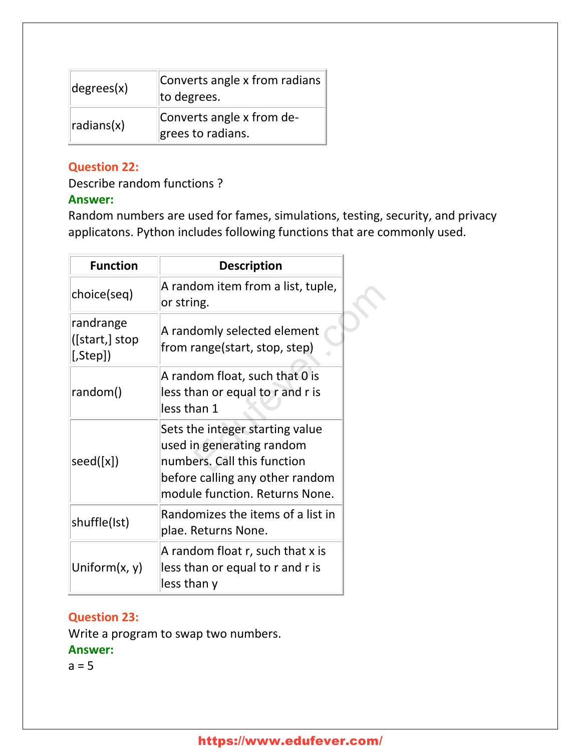| degrees(x) | Converts angle x from radians to degrees. |
| --- | --- |
| radians(x) | Converts angle x from degrees to radians. |

**Question 22:**

Describe random functions ?

**Answer:**

Random numbers are used for fames, simulations, testing, security, and privacy applicatons. Python includes following functions that are commonly used.

| Function | Description |
| --- | --- |
| choice(seq) | A random item from a list, tuple, or string. |
| randrange ([start,] stop [,Step]) | A randomly selected element from range(start, stop, step) |
| random() | A random float, such that 0 is less than or equal to r and r is less than 1 |
| seed([x]) | Sets the integer starting value used in generating random numbers. Call this function before calling any other random module function. Returns None. |
| shuffle(lst) | Randomizes the items of a list in plae. Returns None. |
| Uniform(x, y) | A random float r, such that x is less than or equal to r and r is less than y |

**Question 23:**

Write a program to swap two numbers.

**Answer:**

a = 5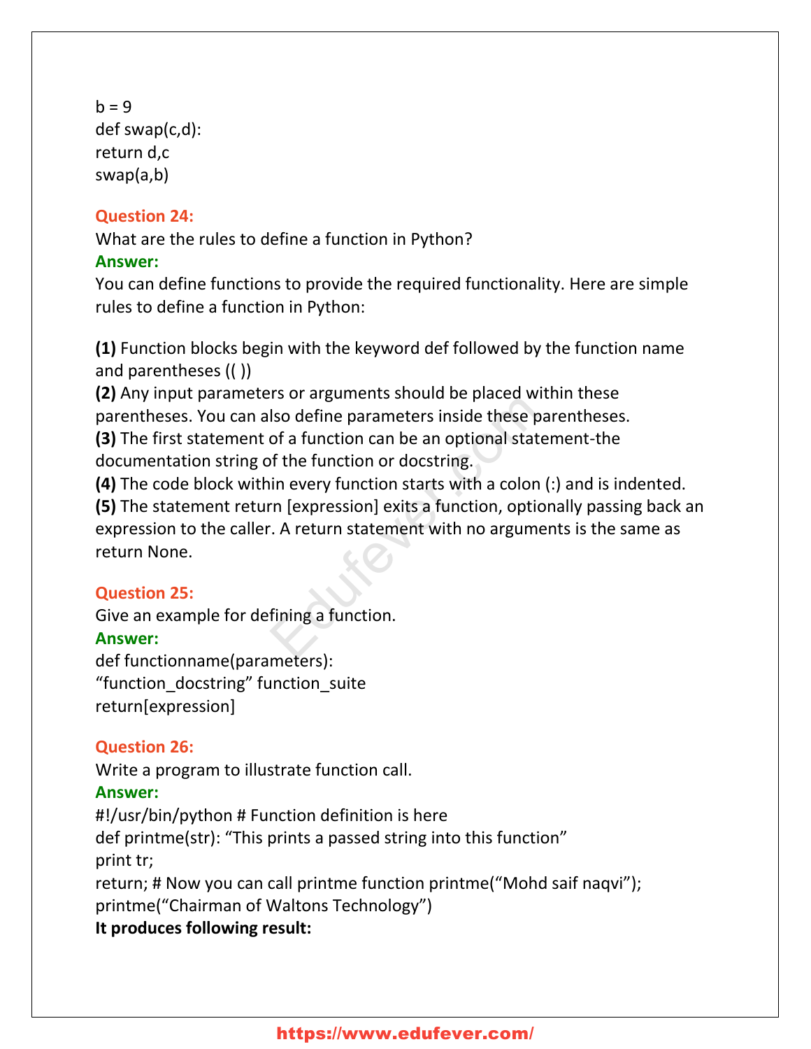b = 9
def swap(c,d):
return d,c
swap(a,b)

**Question 24:**
What are the rules to define a function in Python?
**Answer:**
You can define functions to provide the required functionality. Here are simple rules to define a function in Python:

**(1)** Function blocks begin with the keyword def followed by the function name and parentheses (( ))
**(2)** Any input parameters or arguments should be placed within these parentheses. You can also define parameters inside these parentheses.
**(3)** The first statement of a function can be an optional statement-the documentation string of the function or docstring.
**(4)** The code block within every function starts with a colon (:) and is indented.
**(5)** The statement return [expression] exits a function, optionally passing back an expression to the caller. A return statement with no arguments is the same as return None.

**Question 25:**
Give an example for defining a function.
**Answer:**
def functionname(parameters):
"function_docstring" function_suite
return[expression]

**Question 26:**
Write a program to illustrate function call.
**Answer:**
#!/usr/bin/python # Function definition is here
def printme(str): "This prints a passed string into this function"
print tr;
return; # Now you can call printme function printme("Mohd saif naqvi");
printme("Chairman of Waltons Technology")
**It produces following result:**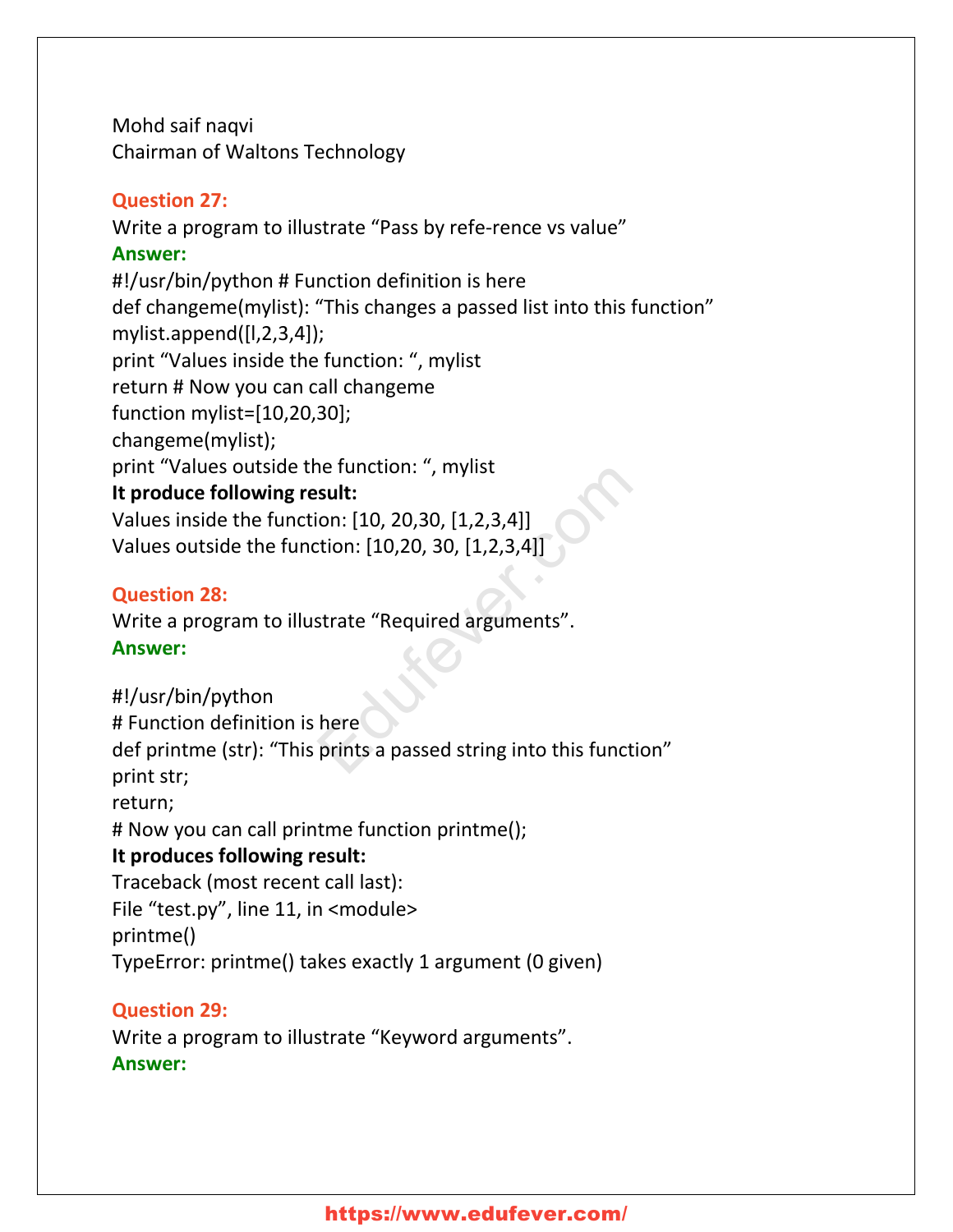Mohd saif naqvi
Chairman of Waltons Technology

**Question 27:**
Write a program to illustrate "Pass by refe-rence vs value"
**Answer:**
#!/usr/bin/python # Function definition is here
def changeme(mylist): "This changes a passed list into this function"
mylist.append([l,2,3,4]);
print "Values inside the function: ", mylist
return # Now you can call changeme
function mylist=[10,20,30];
changeme(mylist);
print "Values outside the function: ", mylist
**It produce following result:**
Values inside the function: [10, 20,30, [1,2,3,4]]
Values outside the function: [10,20, 30, [1,2,3,4]]

**Question 28:**
Write a program to illustrate "Required arguments".
**Answer:**

#!/usr/bin/python
# Function definition is here
def printme (str): "This prints a passed string into this function"
print str;
return;
# Now you can call printme function printme();
**It produces following result:**
Traceback (most recent call last):
File "test.py", line 11, in <module>
printme()
TypeError: printme() takes exactly 1 argument (0 given)

**Question 29:**
Write a program to illustrate "Keyword arguments".
**Answer:**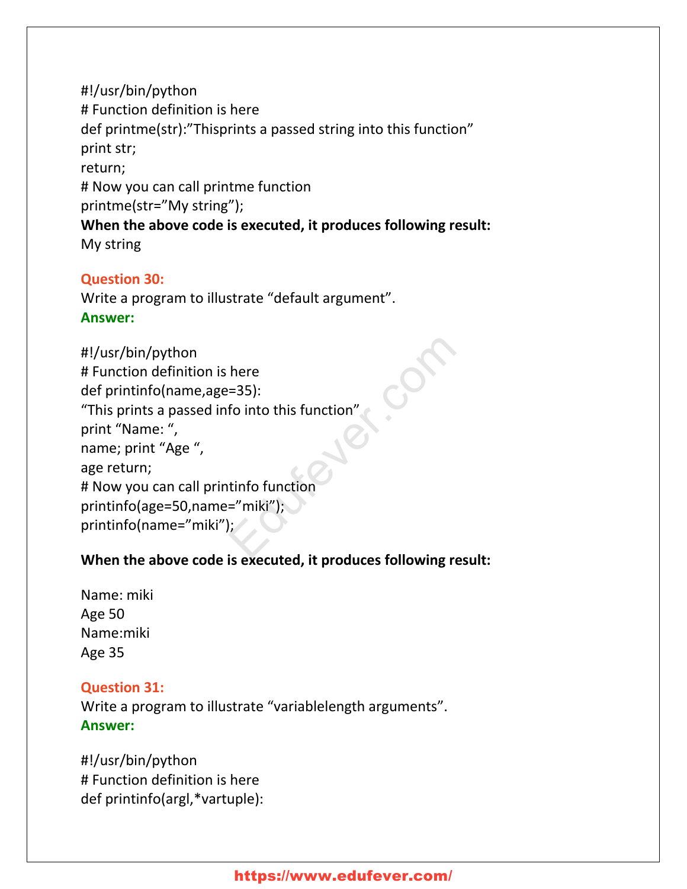```
#!/usr/bin/python
# Function definition is here
def printme(str):"Thisprints a passed string into this function"
print str;
return;
# Now you can call printme function
printme(str="My string");
```

**When the above code is executed, it produces following result:**

My string

**Question 30:**

Write a program to illustrate "default argument".

**Answer:**

```
#!/usr/bin/python
# Function definition is here
def printinfo(name,age=35):
"This prints a passed info into this function"
print "Name: ",
name; print "Age ",
age return;
# Now you can call printinfo function
printinfo(age=50,name="miki");
printinfo(name="miki");
```

**When the above code is executed, it produces following result:**

Name: miki
Age 50
Name:miki
Age 35

**Question 31:**

Write a program to illustrate "variablelength arguments".

**Answer:**

```
#!/usr/bin/python
# Function definition is here
def printinfo(argl,*vartuple):
```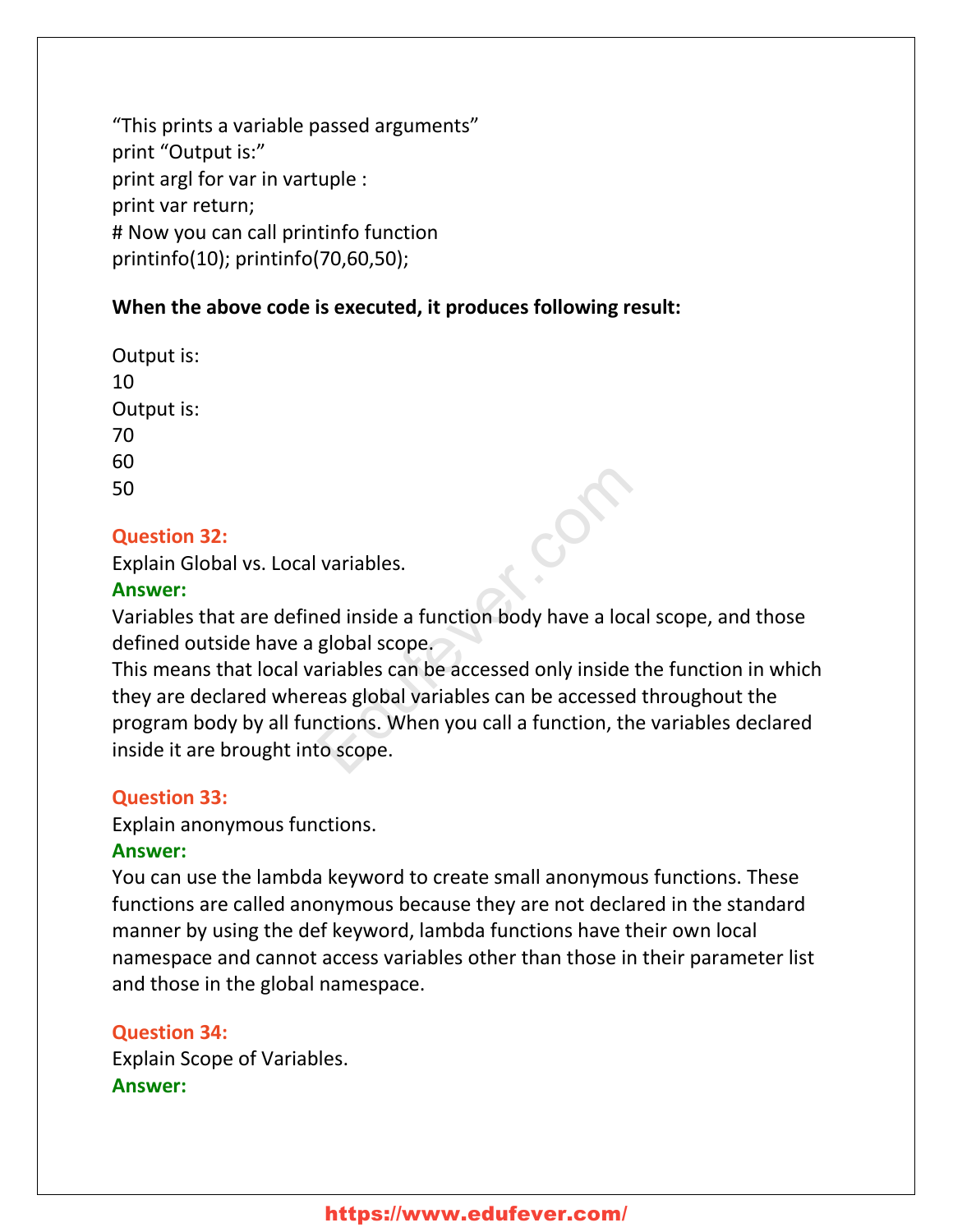“This prints a variable passed arguments”
print “Output is:”
print argl for var in vartuple :
print var return;
# Now you can call printinfo function
printinfo(10); printinfo(70,60,50);

**When the above code is executed, it produces following result:**

Output is:
10
Output is:
70
60
50

**Question 32:**
Explain Global vs. Local variables.
**Answer:**
Variables that are defined inside a function body have a local scope, and those defined outside have a global scope.
This means that local variables can be accessed only inside the function in which they are declared whereas global variables can be accessed throughout the program body by all functions. When you call a function, the variables declared inside it are brought into scope.

**Question 33:**
Explain anonymous functions.
**Answer:**
You can use the lambda keyword to create small anonymous functions. These functions are called anonymous because they are not declared in the standard manner by using the def keyword, lambda functions have their own local namespace and cannot access variables other than those in their parameter list and those in the global namespace.

**Question 34:**
Explain Scope of Variables.
**Answer:**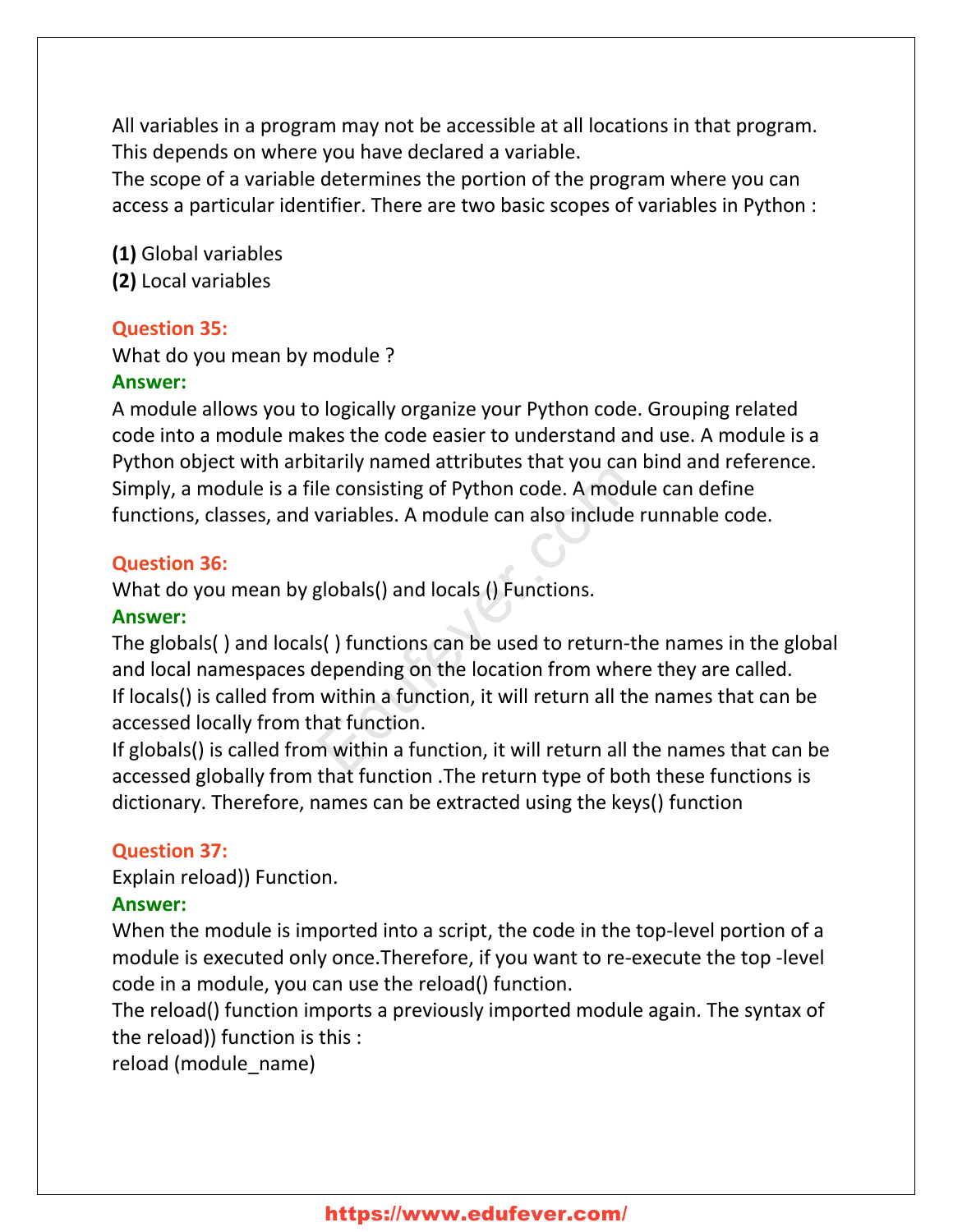All variables in a program may not be accessible at all locations in that program. This depends on where you have declared a variable.
The scope of a variable determines the portion of the program where you can access a particular identifier. There are two basic scopes of variables in Python :

**(1)** Global variables
**(2)** Local variables

**Question 35:**
What do you mean by module ?
**Answer:**
A module allows you to logically organize your Python code. Grouping related code into a module makes the code easier to understand and use. A module is a Python object with arbitarily named attributes that you can bind and reference. Simply, a module is a file consisting of Python code. A module can define functions, classes, and variables. A module can also include runnable code.

**Question 36:**
What do you mean by globals() and locals () Functions.
**Answer:**
The globals( ) and locals( ) functions can be used to return-the names in the global and local namespaces depending on the location from where they are called.
If locals() is called from within a function, it will return all the names that can be accessed locally from that function.
If globals() is called from within a function, it will return all the names that can be accessed globally from that function .The return type of both these functions is dictionary. Therefore, names can be extracted using the keys() function

**Question 37:**
Explain reload)) Function.
**Answer:**
When the module is imported into a script, the code in the top-level portion of a module is executed only once.Therefore, if you want to re-execute the top -level code in a module, you can use the reload() function.
The reload() function imports a previously imported module again. The syntax of the reload)) function is this :
reload (module_name)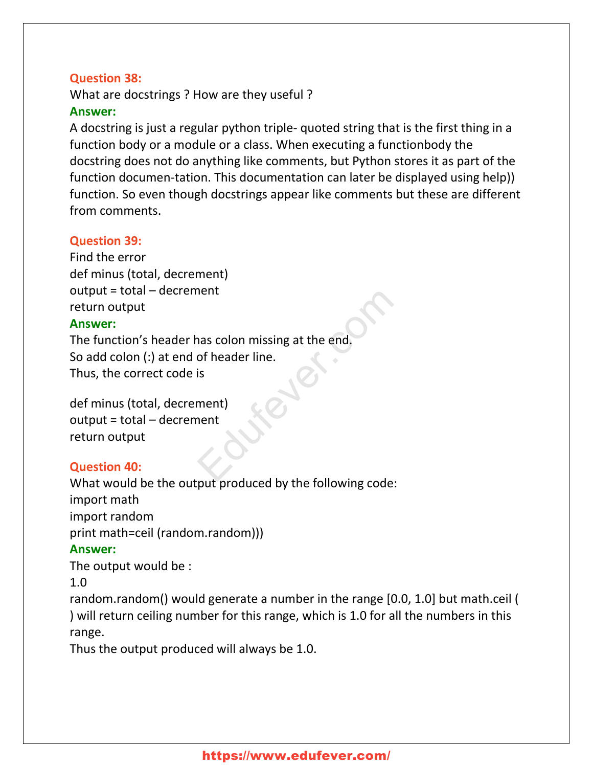**Question 38:**

What are docstrings ? How are they useful ?

**Answer:**

A docstring is just a regular python triple- quoted string that is the first thing in a function body or a module or a class. When executing a functionbody the docstring does not do anything like comments, but Python stores it as part of the function documen-tation. This documentation can later be displayed using help)) function. So even though docstrings appear like comments but these are different from comments.

**Question 39:**

Find the error

```
def minus (total, decrement)
output = total – decrement
return output
```

**Answer:**

The function's header has colon missing at the end.
So add colon (:) at end of header line.
Thus, the correct code is

```
def minus (total, decrement)
output = total – decrement
return output
```

**Question 40:**

What would be the output produced by the following code:

```
import math
import random
print math=ceil (random.random)))
```

**Answer:**

The output would be :

1.0

random.random() would generate a number in the range [0.0, 1.0] but math.ceil ( ) will return ceiling number for this range, which is 1.0 for all the numbers in this range.

Thus the output produced will always be 1.0.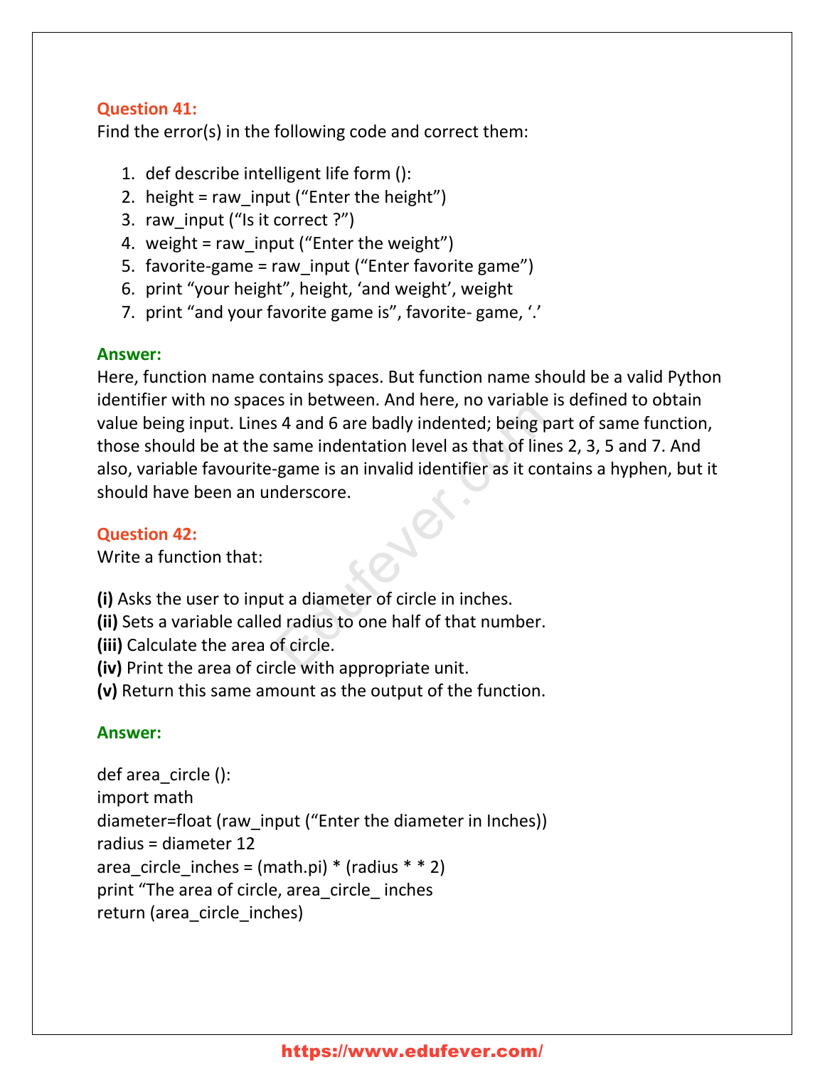**Question 41:**

Find the error(s) in the following code and correct them:

1. def describe intelligent life form ():
2. height = raw_input (“Enter the height”)
3. raw_input (“Is it correct ?”)
4. weight = raw_input (“Enter the weight”)
5. favorite-game = raw_input (“Enter favorite game”)
6. print “your height”, height, ‘and weight’, weight
7. print “and your favorite game is”, favorite- game, ‘.’

**Answer:**

Here, function name contains spaces. But function name should be a valid Python identifier with no spaces in between. And here, no variable is defined to obtain value being input. Lines 4 and 6 are badly indented; being part of same function, those should be at the same indentation level as that of lines 2, 3, 5 and 7. And also, variable favourite-game is an invalid identifier as it contains a hyphen, but it should have been an underscore.

**Question 42:**

Write a function that:

**(i)** Asks the user to input a diameter of circle in inches.
**(ii)** Sets a variable called radius to one half of that number.
**(iii)** Calculate the area of circle.
**(iv)** Print the area of circle with appropriate unit.
**(v)** Return this same amount as the output of the function.

**Answer:**

```
def area_circle ():
import math
diameter=float (raw_input (“Enter the diameter in Inches))
radius = diameter 12
area_circle_inches = (math.pi) * (radius * * 2)
print “The area of circle, area_circle_ inches
return (area_circle_inches)
```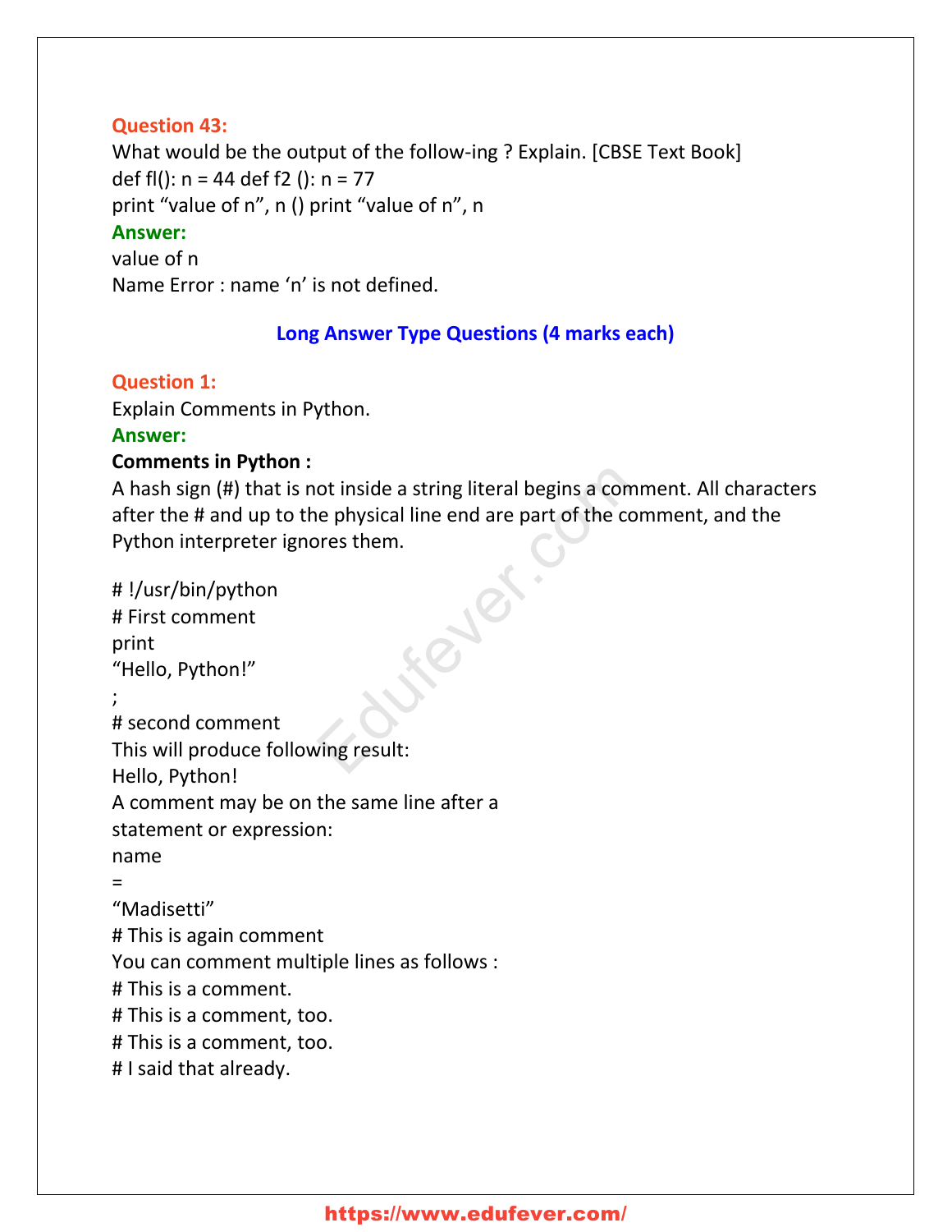**Question 43:**

What would be the output of the follow-ing ? Explain. [CBSE Text Book]

def fl(): n = 44 def f2 (): n = 77

print “value of n”, n () print “value of n”, n

**Answer:**

value of n

Name Error : name ‘n’ is not defined.

## Long Answer Type Questions (4 marks each)

**Question 1:**

Explain Comments in Python.

**Answer:**

**Comments in Python :**

A hash sign (#) that is not inside a string literal begins a comment. All characters after the # and up to the physical line end are part of the comment, and the Python interpreter ignores them.

```
# !/usr/bin/python
# First comment
print
"Hello, Python!"
;
# second comment
```

This will produce following result:

Hello, Python!

A comment may be on the same line after a statement or expression:

```
name
=
"Madisetti"
# This is again comment
```

You can comment multiple lines as follows :

```
# This is a comment.
# This is a comment, too.
# This is a comment, too.
# I said that already.
```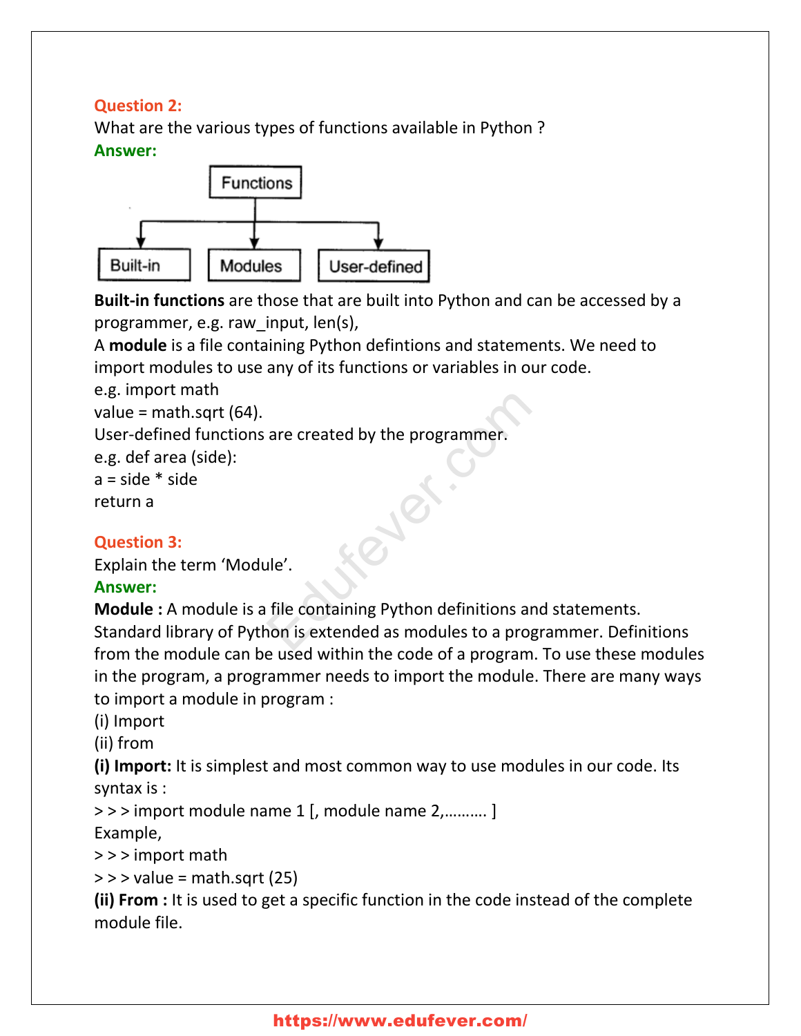**Question 2:**
What are the various types of functions available in Python ?
**Answer:**

Functions
- Built-in
- Modules
- User-defined

**Built-in functions** are those that are built into Python and can be accessed by a programmer, e.g. raw_input, len(s),
A **module** is a file containing Python defintions and statements. We need to import modules to use any of its functions or variables in our code.
e.g. import math
value = math.sqrt (64).
User-defined functions are created by the programmer.
e.g. def area (side):
a = side * side
return a

**Question 3:**
Explain the term 'Module'.
**Answer:**
**Module :** A module is a file containing Python definitions and statements. Standard library of Python is extended as modules to a programmer. Definitions from the module can be used within the code of a program. To use these modules in the program, a programmer needs to import the module. There are many ways to import a module in program :
(i) Import
(ii) from
**(i) Import:** It is simplest and most common way to use modules in our code. Its syntax is :
> > > import module name 1 [, module name 2,………. ]
Example,
> > > import math
> > > value = math.sqrt (25)
**(ii) From :** It is used to get a specific function in the code instead of the complete module file.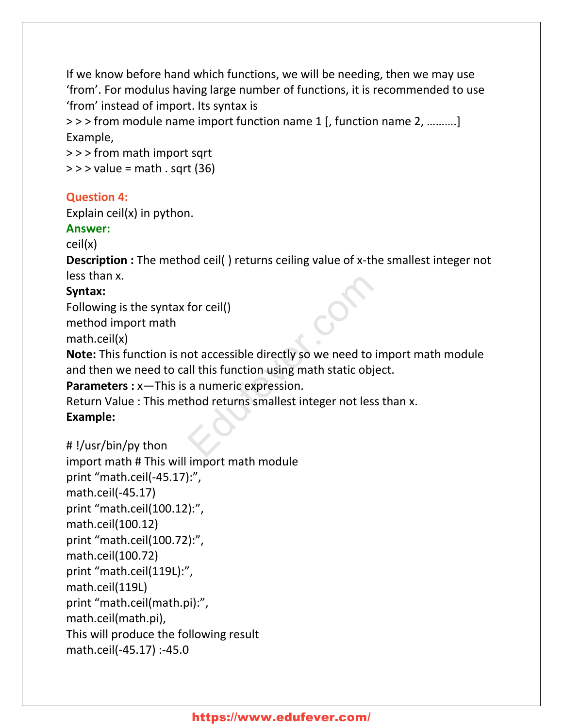If we know before hand which functions, we will be needing, then we may use 'from'. For modulus having large number of functions, it is recommended to use 'from' instead of import. Its syntax is

> > > from module name import function name 1 [, function name 2, ……….]

Example,

> > > from math import sqrt

> > > value = math . sqrt (36)

**Question 4:**

Explain ceil(x) in python.

**Answer:**

ceil(x)

**Description :** The method ceil( ) returns ceiling value of x-the smallest integer not less than x.

**Syntax:**

Following is the syntax for ceil()

method import math

math.ceil(x)

**Note:** This function is not accessible directly so we need to import math module and then we need to call this function using math static object.

**Parameters :** x—This is a numeric expression.

Return Value : This method returns smallest integer not less than x.

**Example:**

```
# !/usr/bin/py thon
import math # This will import math module
print "math.ceil(-45.17):",
math.ceil(-45.17)
print "math.ceil(100.12):",
math.ceil(100.12)
print "math.ceil(100.72):",
math.ceil(100.72)
print "math.ceil(119L):",
math.ceil(119L)
print "math.ceil(math.pi):",
math.ceil(math.pi),
```

This will produce the following result

math.ceil(-45.17) :-45.0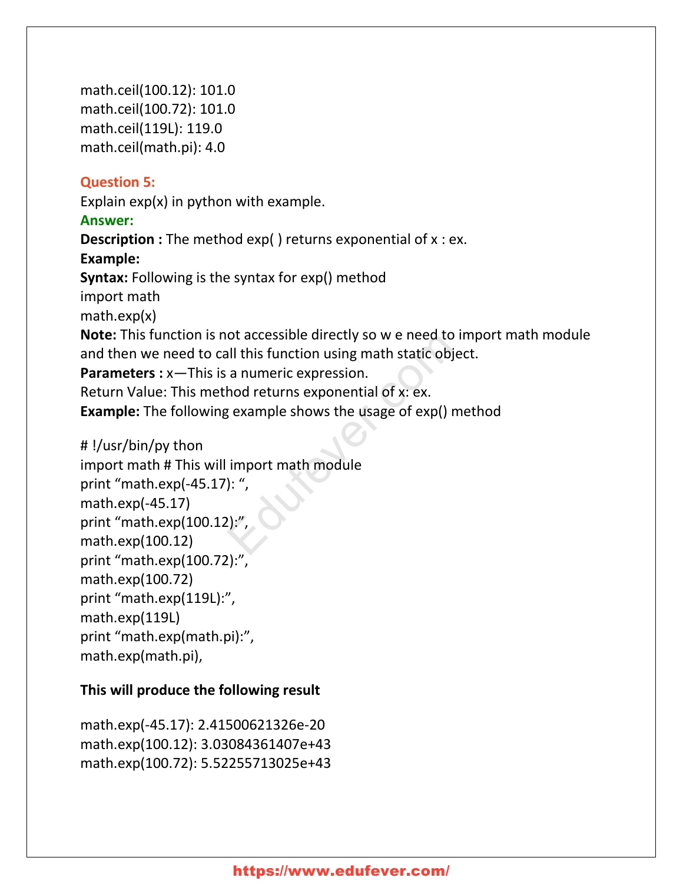math.ceil(100.12): 101.0
math.ceil(100.72): 101.0
math.ceil(119L): 119.0
math.ceil(math.pi): 4.0

**Question 5:**

Explain exp(x) in python with example.

**Answer:**

**Description :** The method exp( ) returns exponential of x : ex.

**Example:**

**Syntax:** Following is the syntax for exp() method

import math
math.exp(x)

**Note:** This function is not accessible directly so w e need to import math module and then we need to call this function using math static object.

**Parameters :** x—This is a numeric expression.

Return Value: This method returns exponential of x: ex.

**Example:** The following example shows the usage of exp() method

```
# !/usr/bin/py thon
import math # This will import math module
print "math.exp(-45.17): ",
math.exp(-45.17)
print "math.exp(100.12):",
math.exp(100.12)
print "math.exp(100.72):",
math.exp(100.72)
print "math.exp(119L):",
math.exp(119L)
print "math.exp(math.pi):",
math.exp(math.pi),
```

**This will produce the following result**

```
math.exp(-45.17): 2.41500621326e-20
math.exp(100.12): 3.03084361407e+43
math.exp(100.72): 5.52255713025e+43
```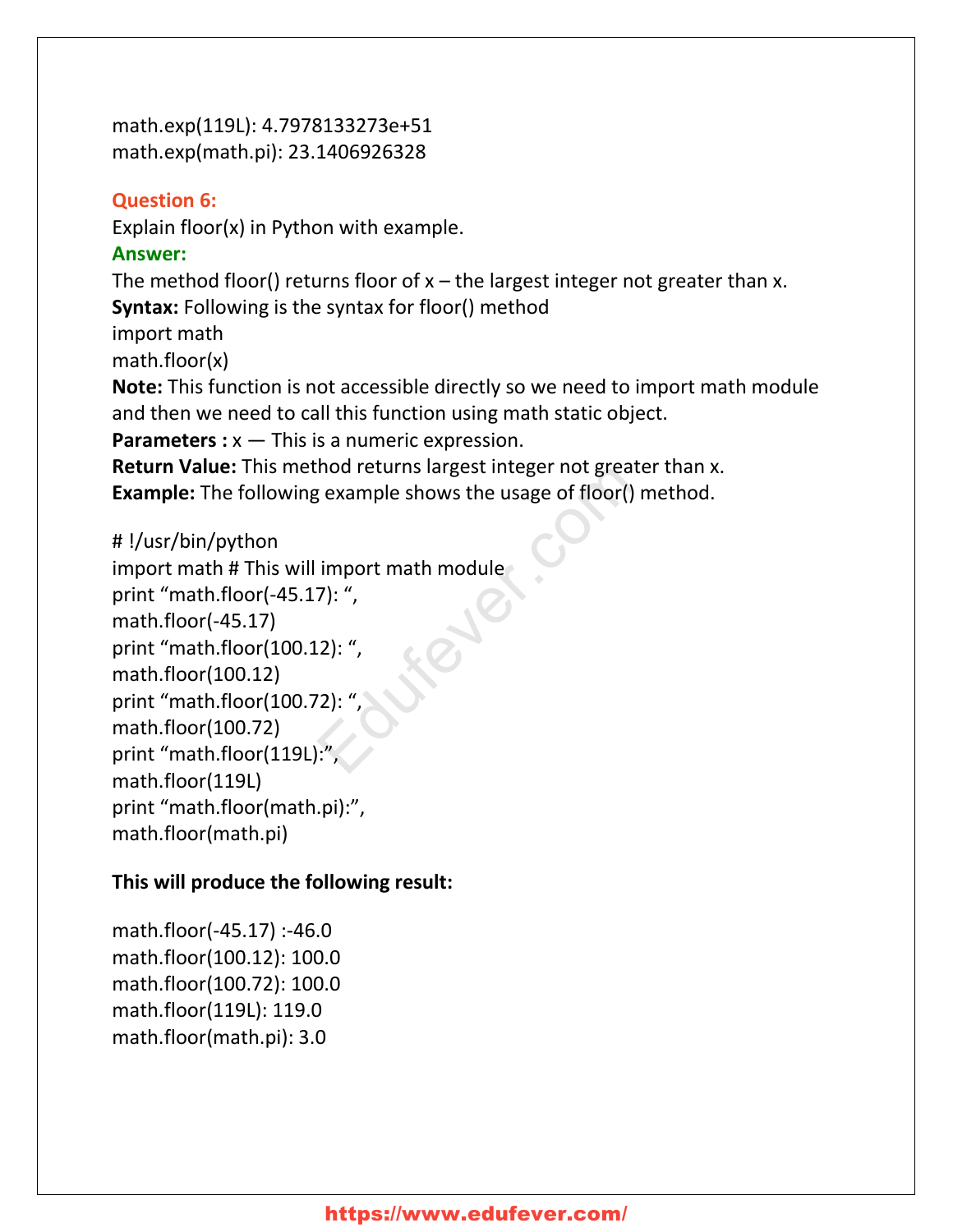math.exp(119L): 4.7978133273e+51
math.exp(math.pi): 23.1406926328

**Question 6:**

Explain floor(x) in Python with example.

**Answer:**

The method floor() returns floor of x – the largest integer not greater than x.

**Syntax:** Following is the syntax for floor() method

import math
math.floor(x)

**Note:** This function is not accessible directly so we need to import math module and then we need to call this function using math static object.

**Parameters :** x — This is a numeric expression.

**Return Value:** This method returns largest integer not greater than x.

**Example:** The following example shows the usage of floor() method.

```
# !/usr/bin/python
import math # This will import math module
print "math.floor(-45.17): ",
math.floor(-45.17)
print "math.floor(100.12): ",
math.floor(100.12)
print "math.floor(100.72): ",
math.floor(100.72)
print "math.floor(119L):",
math.floor(119L)
print "math.floor(math.pi):",
math.floor(math.pi)
```

**This will produce the following result:**

```
math.floor(-45.17) :-46.0
math.floor(100.12): 100.0
math.floor(100.72): 100.0
math.floor(119L): 119.0
math.floor(math.pi): 3.0
```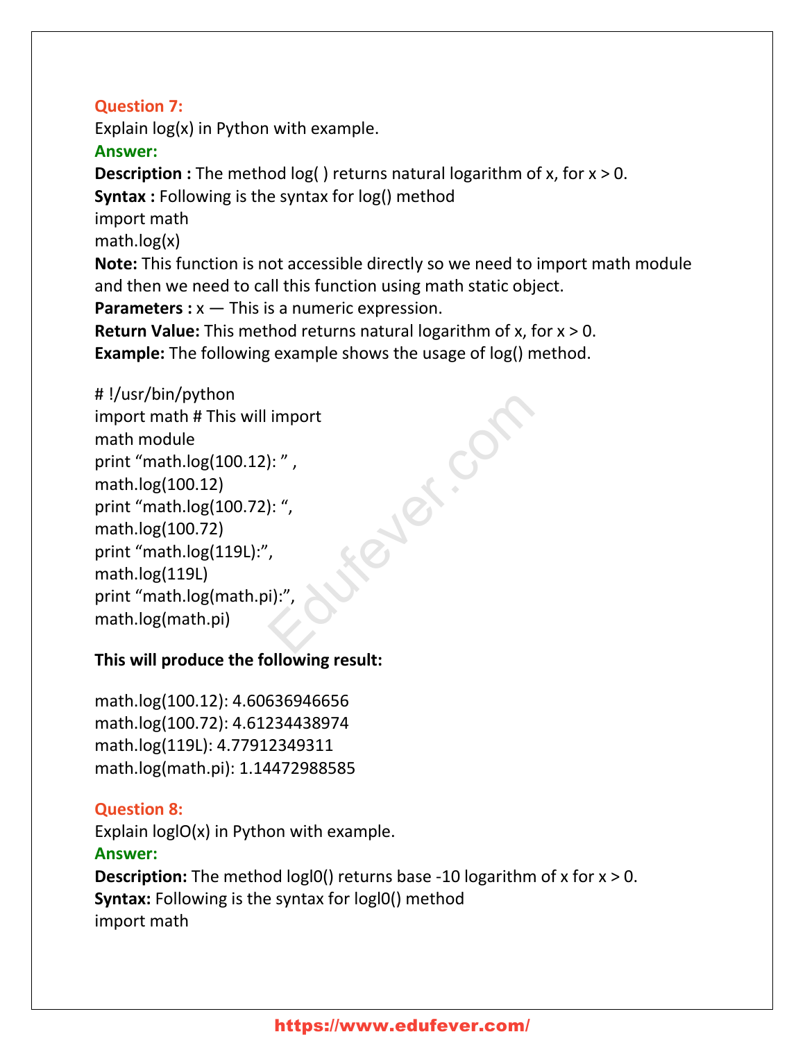**Question 7:**
Explain log(x) in Python with example.
**Answer:**
**Description :** The method log( ) returns natural logarithm of x, for x > 0.
**Syntax :** Following is the syntax for log() method
import math
math.log(x)
**Note:** This function is not accessible directly so we need to import math module and then we need to call this function using math static object.
**Parameters :** x — This is a numeric expression.
**Return Value:** This method returns natural logarithm of x, for x > 0.
**Example:** The following example shows the usage of log() method.

```
# !/usr/bin/python
import math # This will import
math module
print “math.log(100.12): ” ,
math.log(100.12)
print “math.log(100.72): “,
math.log(100.72)
print “math.log(119L):”,
math.log(119L)
print “math.log(math.pi):”,
math.log(math.pi)
```

**This will produce the following result:**

```
math.log(100.12): 4.60636946656
math.log(100.72): 4.61234438974
math.log(119L): 4.77912349311
math.log(math.pi): 1.14472988585
```

**Question 8:**
Explain loglO(x) in Python with example.
**Answer:**
**Description:** The method logl0() returns base -10 logarithm of x for x > 0.
**Syntax:** Following is the syntax for logl0() method
import math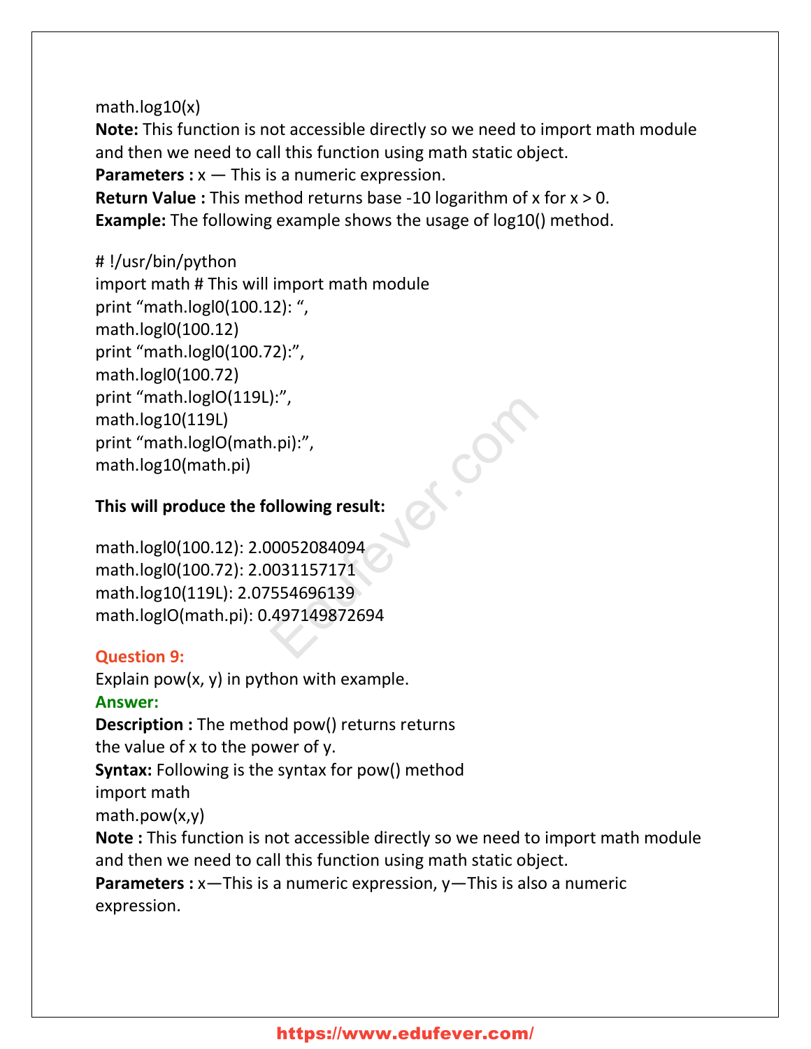math.log10(x)

**Note:** This function is not accessible directly so we need to import math module and then we need to call this function using math static object.

**Parameters :** x — This is a numeric expression.

**Return Value :** This method returns base -10 logarithm of x for x > 0.

**Example:** The following example shows the usage of log10() method.

```
# !/usr/bin/python
import math # This will import math module
print "math.logl0(100.12): ",
math.logl0(100.12)
print "math.logl0(100.72):",
math.logl0(100.72)
print "math.loglO(119L):",
math.log10(119L)
print "math.loglO(math.pi):",
math.log10(math.pi)
```

**This will produce the following result:**

```
math.logl0(100.12): 2.00052084094
math.logl0(100.72): 2.0031157171
math.log10(119L): 2.07554696139
math.loglO(math.pi): 0.497149872694
```

**Question 9:**

Explain pow(x, y) in python with example.

**Answer:**

**Description :** The method pow() returns returns the value of x to the power of y.

**Syntax:** Following is the syntax for pow() method

```
import math
math.pow(x,y)
```

**Note :** This function is not accessible directly so we need to import math module and then we need to call this function using math static object.

**Parameters :** x—This is a numeric expression, y—This is also a numeric expression.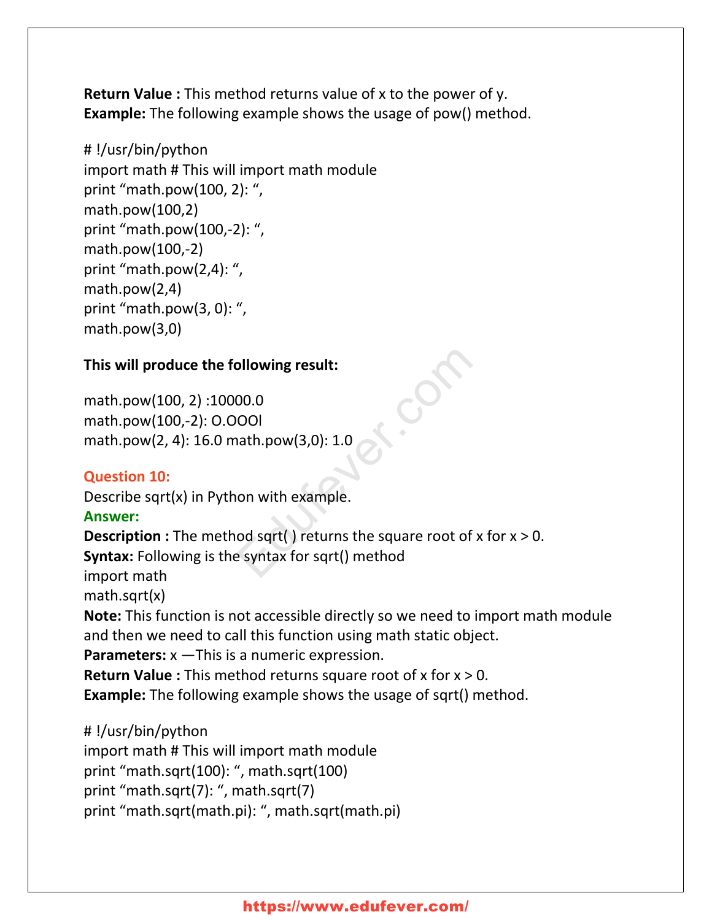**Return Value :** This method returns value of x to the power of y.
**Example:** The following example shows the usage of pow() method.

```
# !/usr/bin/python
import math # This will import math module
print "math.pow(100, 2): ",
math.pow(100,2)
print "math.pow(100,-2): ",
math.pow(100,-2)
print "math.pow(2,4): ",
math.pow(2,4)
print "math.pow(3, 0): ",
math.pow(3,0)
```

**This will produce the following result:**

```
math.pow(100, 2) :10000.0
math.pow(100,-2): O.OOOl
math.pow(2, 4): 16.0 math.pow(3,0): 1.0
```

**Question 10:**
Describe sqrt(x) in Python with example.
**Answer:**
**Description :** The method sqrt( ) returns the square root of x for x > 0.
**Syntax:** Following is the syntax for sqrt() method
import math
math.sqrt(x)
**Note:** This function is not accessible directly so we need to import math module and then we need to call this function using math static object.
**Parameters:** x —This is a numeric expression.
**Return Value :** This method returns square root of x for x > 0.
**Example:** The following example shows the usage of sqrt() method.

```
# !/usr/bin/python
import math # This will import math module
print "math.sqrt(100): ", math.sqrt(100)
print "math.sqrt(7): ", math.sqrt(7)
print "math.sqrt(math.pi): ", math.sqrt(math.pi)
```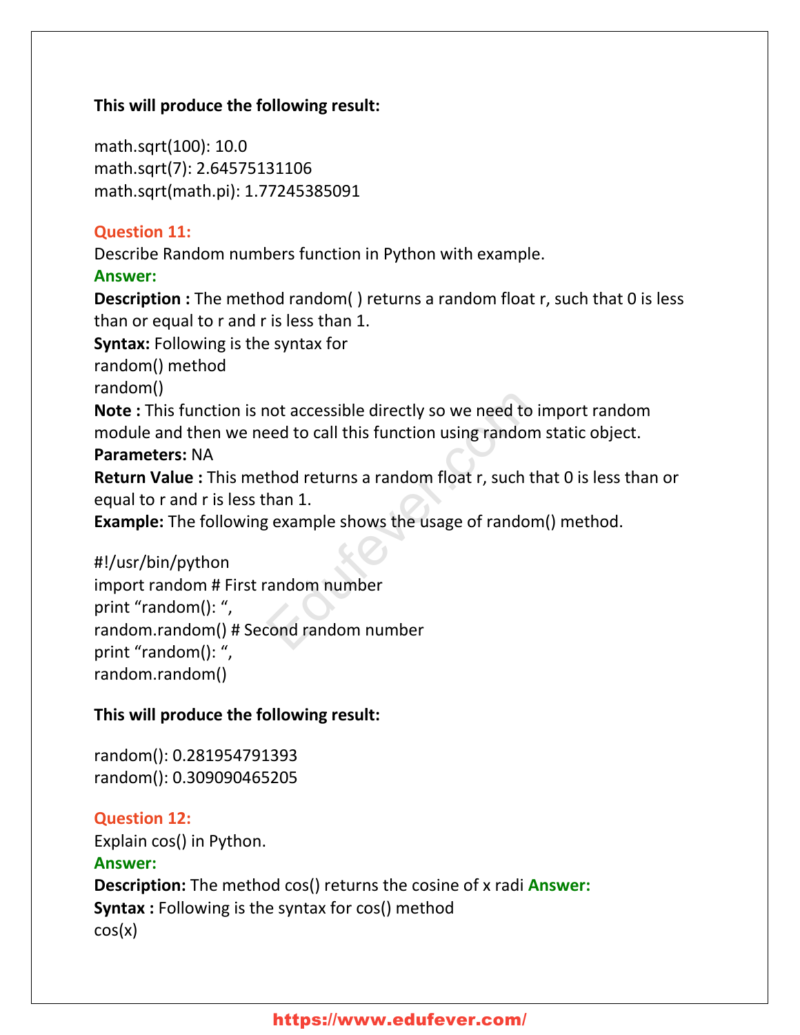**This will produce the following result:**

```
math.sqrt(100): 10.0
math.sqrt(7): 2.64575131106
math.sqrt(math.pi): 1.77245385091
```

**Question 11:**
Describe Random numbers function in Python with example.
**Answer:**
**Description :** The method random( ) returns a random float r, such that 0 is less than or equal to r and r is less than 1.
**Syntax:** Following is the syntax for
random() method
random()
**Note :** This function is not accessible directly so we need to import random module and then we need to call this function using random static object.
**Parameters:** NA
**Return Value :** This method returns a random float r, such that 0 is less than or equal to r and r is less than 1.
**Example:** The following example shows the usage of random() method.

```
#!/usr/bin/python
import random # First random number
print "random(): ",
random.random() # Second random number
print "random(): ",
random.random()
```

**This will produce the following result:**

```
random(): 0.281954791393
random(): 0.309090465205
```

**Question 12:**
Explain cos() in Python.
**Answer:**
**Description:** The method cos() returns the cosine of x radi **Answer:**
**Syntax :** Following is the syntax for cos() method
cos(x)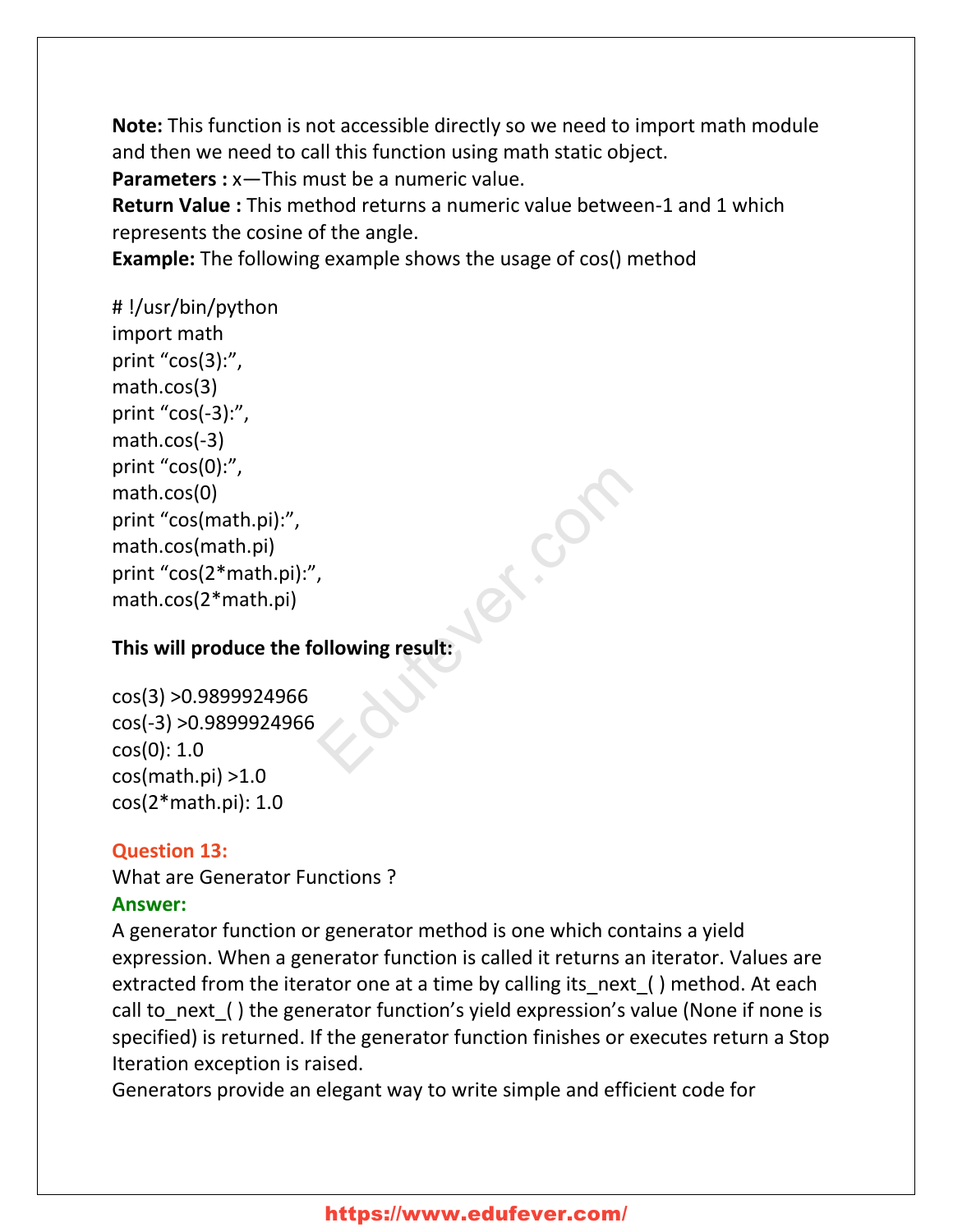**Note:** This function is not accessible directly so we need to import math module and then we need to call this function using math static object.

**Parameters :** x—This must be a numeric value.

**Return Value :** This method returns a numeric value between-1 and 1 which represents the cosine of the angle.

**Example:** The following example shows the usage of cos() method

```
# !/usr/bin/python
import math
print “cos(3):”,
math.cos(3)
print “cos(-3):”,
math.cos(-3)
print “cos(0):”,
math.cos(0)
print “cos(math.pi):”,
math.cos(math.pi)
print “cos(2*math.pi):”,
math.cos(2*math.pi)
```

**This will produce the following result:**

```
cos(3) >0.9899924966
cos(-3) >0.9899924966
cos(0): 1.0
cos(math.pi) >1.0
cos(2*math.pi): 1.0
```

**Question 13:**

What are Generator Functions ?

**Answer:**

A generator function or generator method is one which contains a yield expression. When a generator function is called it returns an iterator. Values are extracted from the iterator one at a time by calling its_next_( ) method. At each call to_next_( ) the generator function’s yield expression’s value (None if none is specified) is returned. If the generator function finishes or executes return a Stop Iteration exception is raised.

Generators provide an elegant way to write simple and efficient code for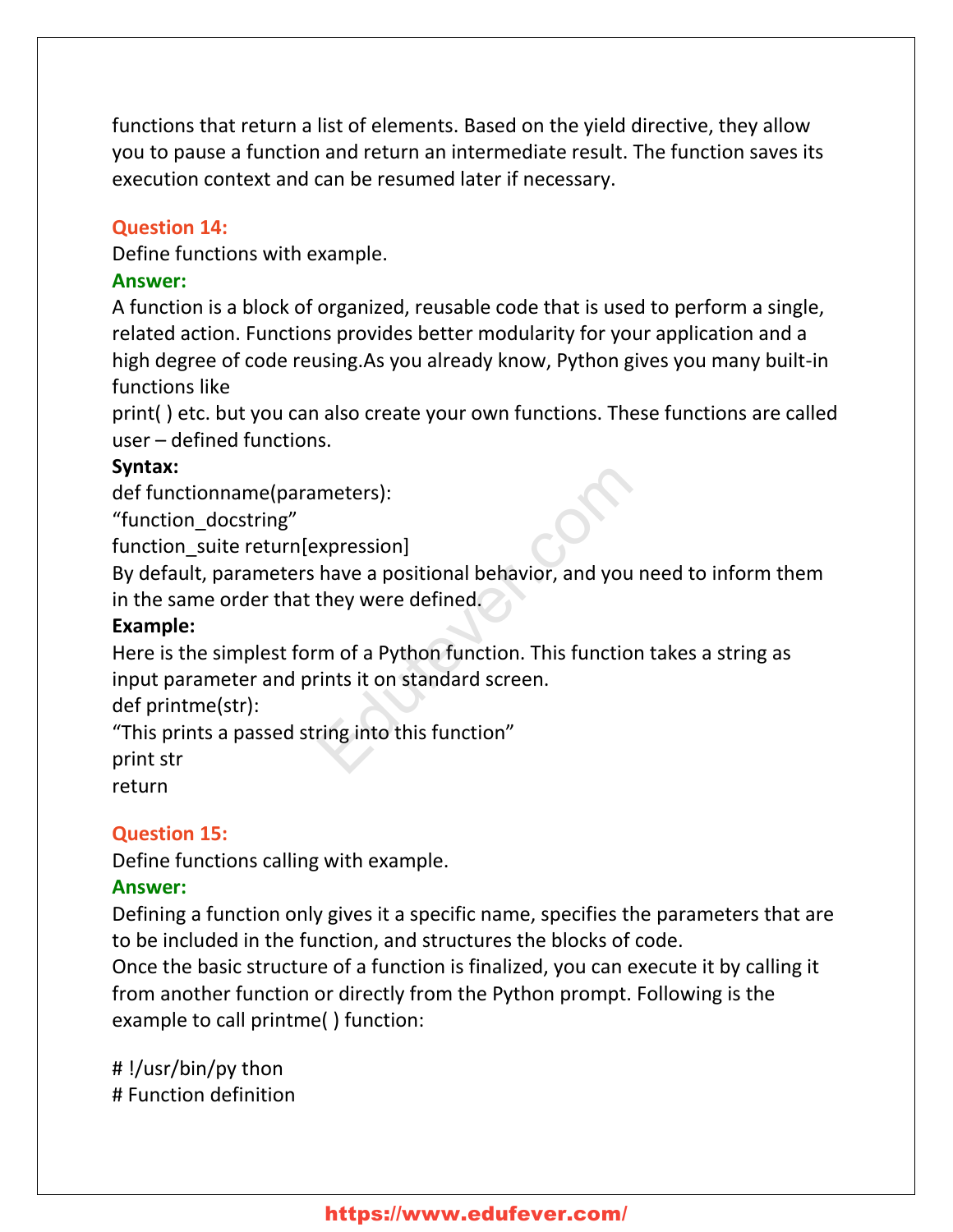functions that return a list of elements. Based on the yield directive, they allow you to pause a function and return an intermediate result. The function saves its execution context and can be resumed later if necessary.

**Question 14:**

Define functions with example.

**Answer:**

A function is a block of organized, reusable code that is used to perform a single, related action. Functions provides better modularity for your application and a high degree of code reusing.As you already know, Python gives you many built-in functions like
print( ) etc. but you can also create your own functions. These functions are called user – defined functions.

**Syntax:**

def functionname(parameters):
"function_docstring"
function_suite return[expression]

By default, parameters have a positional behavior, and you need to inform them in the same order that they were defined.

**Example:**

Here is the simplest form of a Python function. This function takes a string as input parameter and prints it on standard screen.

def printme(str):
"This prints a passed string into this function"
print str
return

**Question 15:**

Define functions calling with example.

**Answer:**

Defining a function only gives it a specific name, specifies the parameters that are to be included in the function, and structures the blocks of code.

Once the basic structure of a function is finalized, you can execute it by calling it from another function or directly from the Python prompt. Following is the example to call printme( ) function:

# !/usr/bin/py thon
# Function definition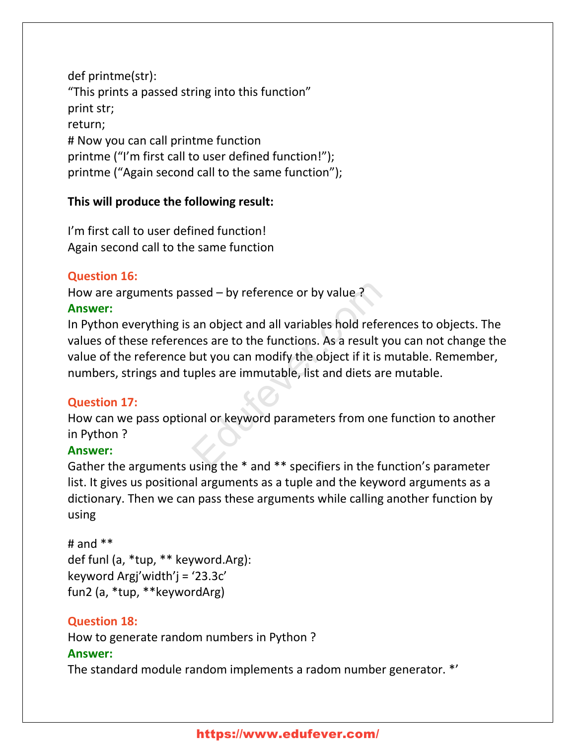```
def printme(str):
“This prints a passed string into this function”
print str;
return;
# Now you can call printme function
printme (“I’m first call to user defined function!”);
printme (“Again second call to the same function”);
```

**This will produce the following result:**

```
I’m first call to user defined function!
Again second call to the same function
```

**Question 16:**
How are arguments passed – by reference or by value ?
**Answer:**
In Python everything is an object and all variables hold references to objects. The values of these references are to the functions. As a result you can not change the value of the reference but you can modify the object if it is mutable. Remember, numbers, strings and tuples are immutable, list and diets are mutable.

**Question 17:**
How can we pass optional or keyword parameters from one function to another in Python ?
**Answer:**
Gather the arguments using the * and ** specifiers in the function’s parameter list. It gives us positional arguments as a tuple and the keyword arguments as a dictionary. Then we can pass these arguments while calling another function by using

```
# and **
def funl (a, *tup, ** keyword.Arg):
keyword Argj’width’j = ‘23.3c’
fun2 (a, *tup, **keywordArg)
```

**Question 18:**
How to generate random numbers in Python ?
**Answer:**
The standard module random implements a radom number generator. *’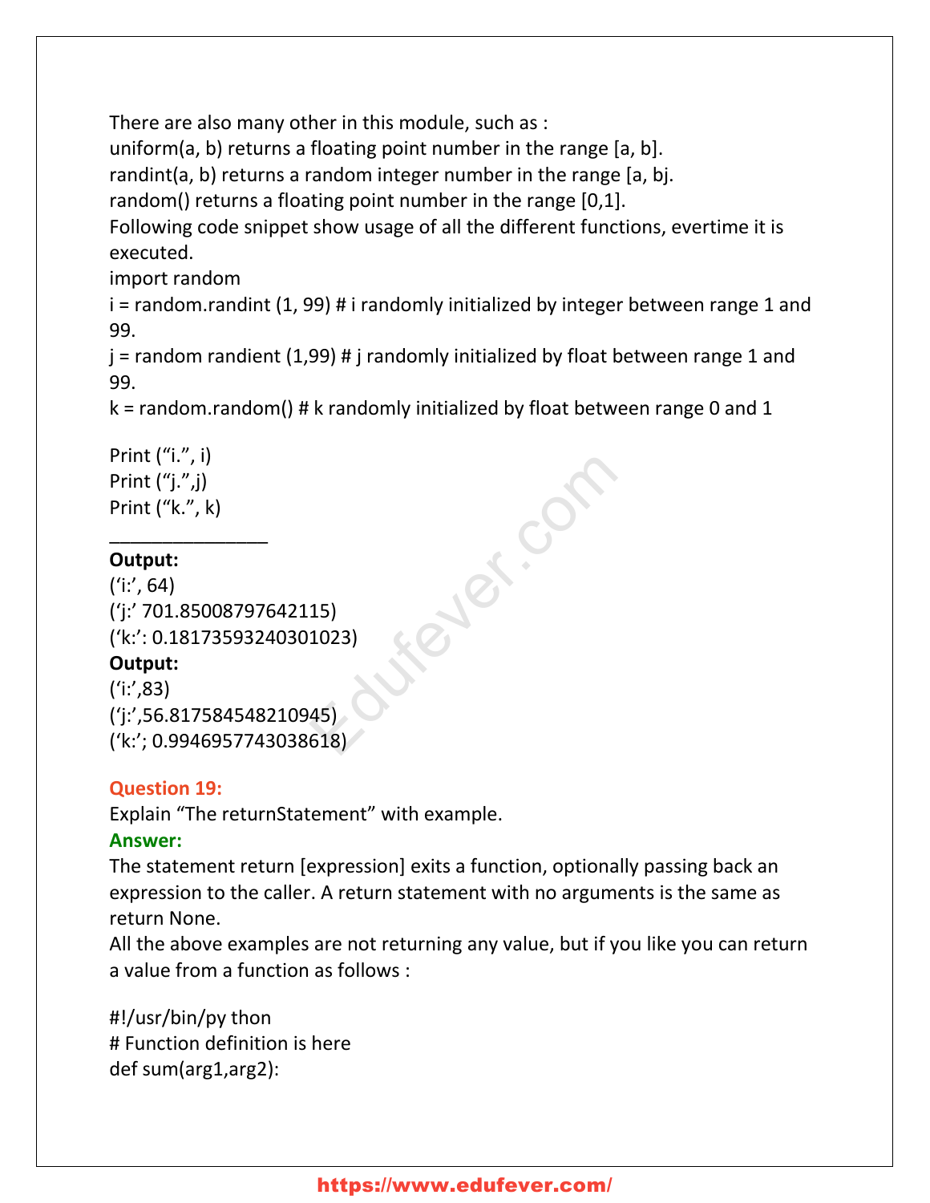There are also many other in this module, such as :
uniform(a, b) returns a floating point number in the range [a, b].
randint(a, b) returns a random integer number in the range [a, bj.
random() returns a floating point number in the range [0,1].
Following code snippet show usage of all the different functions, evertime it is executed.

```
import random
i = random.randint (1, 99) # i randomly initialized by integer between range 1 and 99.
j = random randient (1,99) # j randomly initialized by float between range 1 and 99.
k = random.random() # k randomly initialized by float between range 0 and 1

Print (“i.”, i)
Print (“j.”,j)
Print (“k.”, k)
```

________________

**Output:**

```
(‘i:’, 64)
(‘j:’ 701.85008797642115)
(‘k:’: 0.18173593240301023)
```

**Output:**

```
(‘i:’,83)
(‘j:’,56.817584548210945)
(‘k:’; 0.9946957743038618)
```

**Question 19:**
Explain “The returnStatement” with example.

**Answer:**
The statement return [expression] exits a function, optionally passing back an expression to the caller. A return statement with no arguments is the same as return None.
All the above examples are not returning any value, but if you like you can return a value from a function as follows :

```
#!/usr/bin/py thon
# Function definition is here
def sum(arg1,arg2):
```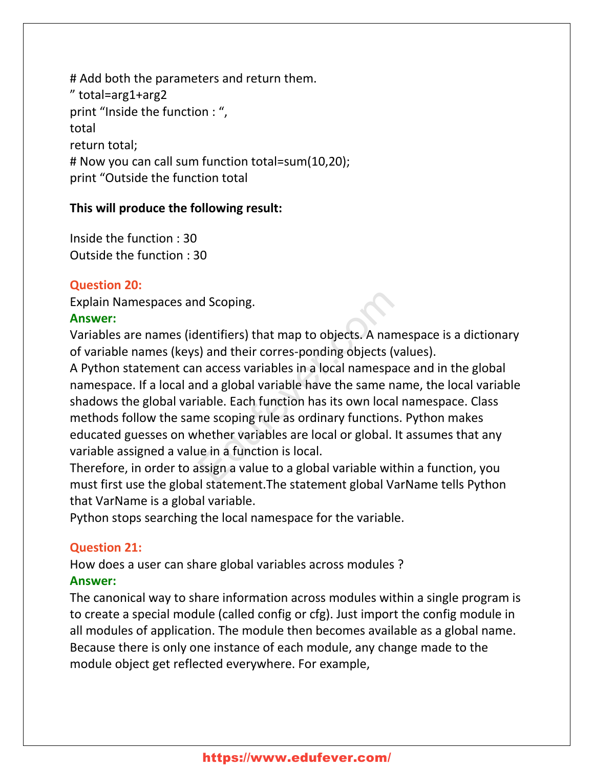# Add both the parameters and return them.
" total=arg1+arg2
print "Inside the function : ",
total
return total;
# Now you can call sum function total=sum(10,20);
print "Outside the function total

**This will produce the following result:**

Inside the function : 30
Outside the function : 30

**Question 20:**
Explain Namespaces and Scoping.
**Answer:**
Variables are names (identifiers) that map to objects. A namespace is a dictionary of variable names (keys) and their corres-ponding objects (values).
A Python statement can access variables in a local namespace and in the global namespace. If a local and a global variable have the same name, the local variable shadows the global variable. Each function has its own local namespace. Class methods follow the same scoping rule as ordinary functions. Python makes educated guesses on whether variables are local or global. It assumes that any variable assigned a value in a function is local.
Therefore, in order to assign a value to a global variable within a function, you must first use the global statement.The statement global VarName tells Python that VarName is a global variable.
Python stops searching the local namespace for the variable.

**Question 21:**
How does a user can share global variables across modules ?
**Answer:**
The canonical way to share information across modules within a single program is to create a special module (called config or cfg). Just import the config module in all modules of application. The module then becomes available as a global name. Because there is only one instance of each module, any change made to the module object get reflected everywhere. For example,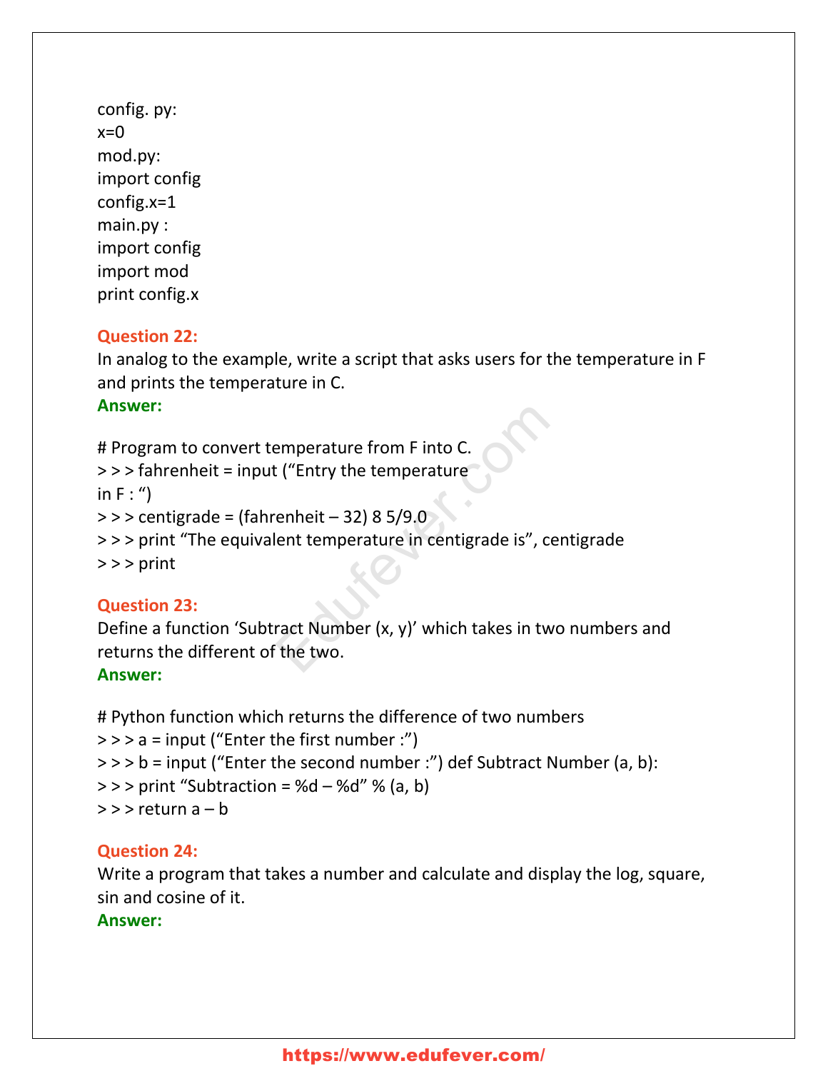config. py:
x=0
mod.py:
import config
config.x=1
main.py :
import config
import mod
print config.x

**Question 22:**
In analog to the example, write a script that asks users for the temperature in F and prints the temperature in C.
**Answer:**

# Program to convert temperature from F into C.
> > > fahrenheit = input (“Entry the temperature
in F : “)
> > > centigrade = (fahrenheit – 32) 8 5/9.0
> > > print “The equivalent temperature in centigrade is”, centigrade
> > > print

**Question 23:**
Define a function ‘Subtract Number (x, y)’ which takes in two numbers and returns the different of the two.
**Answer:**

# Python function which returns the difference of two numbers
> > > a = input (“Enter the first number :”)
> > > b = input (“Enter the second number :”) def Subtract Number (a, b):
> > > print “Subtraction = %d – %d” % (a, b)
> > > return a – b

**Question 24:**
Write a program that takes a number and calculate and display the log, square, sin and cosine of it.
**Answer:**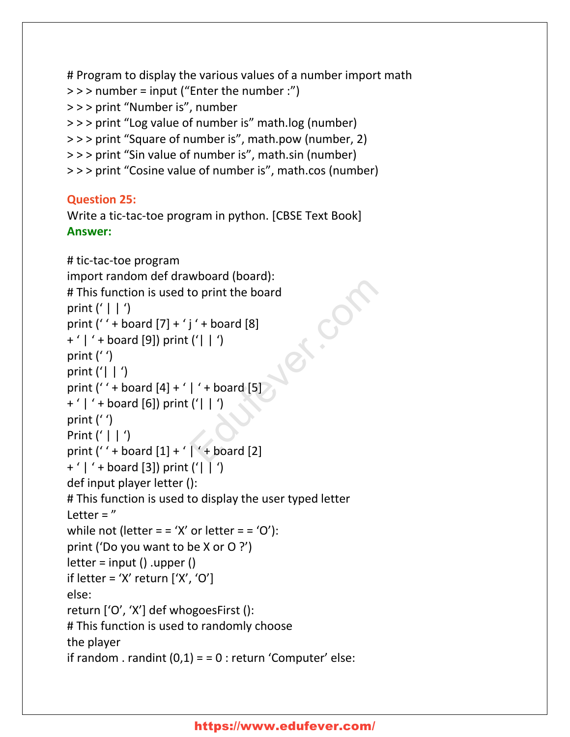# Program to display the various values of a number import math
> > > number = input (“Enter the number :”)
> > > print “Number is”, number
> > > print “Log value of number is” math.log (number)
> > > print “Square of number is”, math.pow (number, 2)
> > > print “Sin value of number is”, math.sin (number)
> > > print “Cosine value of number is”, math.cos (number)

**Question 25:**
Write a tic-tac-toe program in python. [CBSE Text Book]
**Answer:**

# tic-tac-toe program
import random def drawboard (board):
# This function is used to print the board
print (‘ | | ‘)
print (‘ ‘ + board [7] + ‘ j ‘ + board [8]
+ ‘ | ‘ + board [9]) print (‘| | ‘)
print (‘ ‘)
print (‘| | ‘)
print (‘ ‘ + board [4] + ‘ | ‘ + board [5]
+ ‘ | ‘ + board [6]) print (‘| | ‘)
print (‘ ‘)
Print (‘ | | ‘)
print (‘ ‘ + board [1] + ‘ | ‘ + board [2]
+ ‘ | ‘ + board [3]) print (‘| | ‘)
def input player letter ():
# This function is used to display the user typed letter
Letter = ”
while not (letter = = ‘X’ or letter = = ‘O’):
print (‘Do you want to be X or O ?’)
letter = input () .upper ()
if letter = ‘X’ return [‘X’, ‘O’]
else:
return [‘O’, ‘X’] def whogoesFirst ():
# This function is used to randomly choose
the player
if random . randint (0,1) = = 0 : return ‘Computer’ else: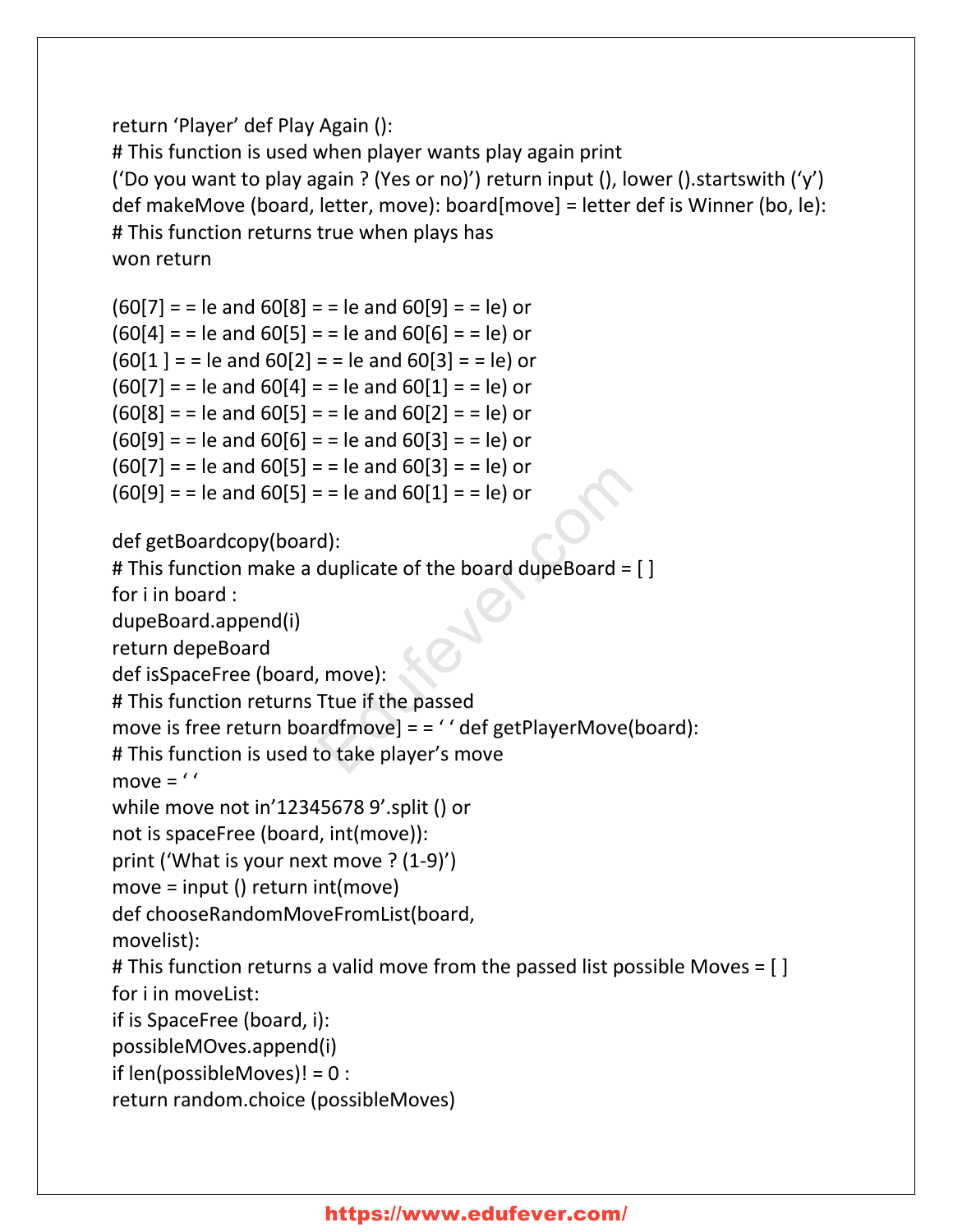```
return 'Player' def Play Again ():
# This function is used when player wants play again print
('Do you want to play again ? (Yes or no)') return input (), lower ().startswith ('y')
def makeMove (board, letter, move): board[move] = letter def is Winner (bo, le):
# This function returns true when plays has
won return

(60[7] = = le and 60[8] = = le and 60[9] = = le) or
(60[4] = = le and 60[5] = = le and 60[6] = = le) or
(60[1 ] = = le and 60[2] = = le and 60[3] = = le) or
(60[7] = = le and 60[4] = = le and 60[1] = = le) or
(60[8] = = le and 60[5] = = le and 60[2] = = le) or
(60[9] = = le and 60[6] = = le and 60[3] = = le) or
(60[7] = = le and 60[5] = = le and 60[3] = = le) or
(60[9] = = le and 60[5] = = le and 60[1] = = le) or

def getBoardcopy(board):
# This function make a duplicate of the board dupeBoard = [ ]
for i in board :
dupeBoard.append(i)
return depeBoard
def isSpaceFree (board, move):
# This function returns Ttue if the passed
move is free return boardfmove] = = ' ' def getPlayerMove(board):
# This function is used to take player's move
move = ' '
while move not in'12345678 9'.split () or
not is spaceFree (board, int(move)):
print ('What is your next move ? (1-9)')
move = input () return int(move)
def chooseRandomMoveFromList(board,
movelist):
# This function returns a valid move from the passed list possible Moves = [ ]
for i in moveList:
if is SpaceFree (board, i):
possibleMOves.append(i)
if len(possibleMoves)! = 0 :
return random.choice (possibleMoves)
```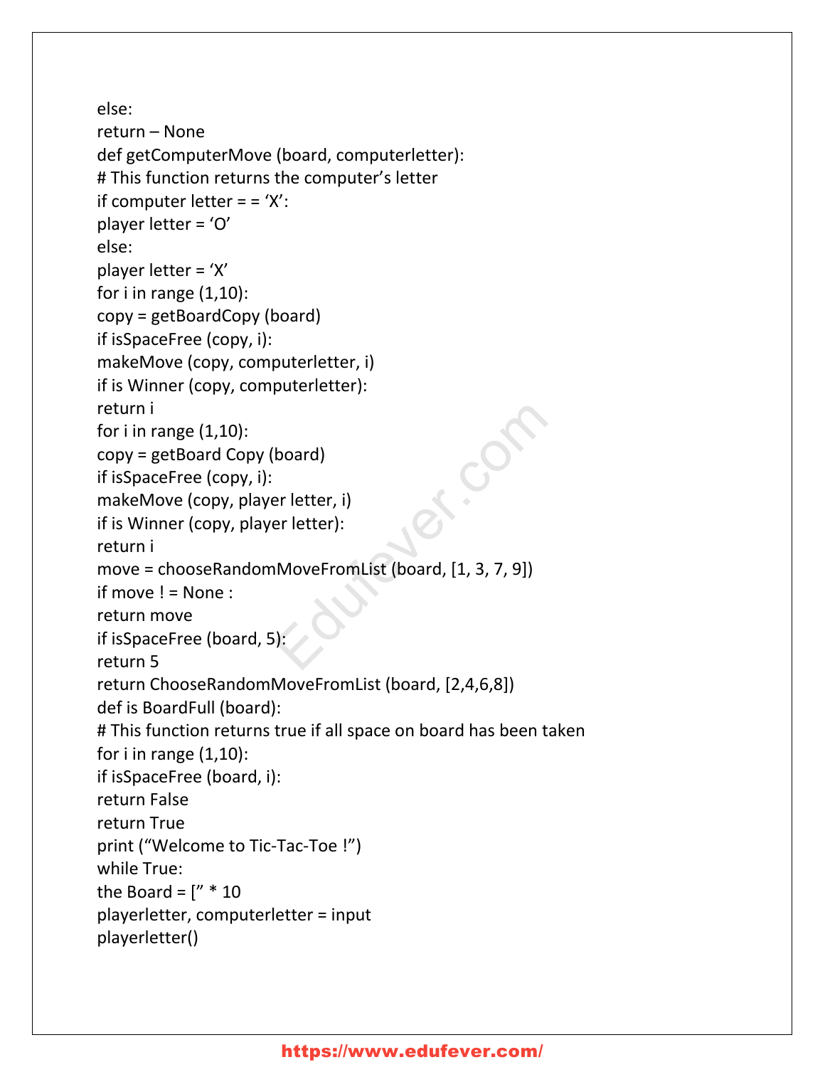```
else:
return – None
def getComputerMove (board, computerletter):
# This function returns the computer’s letter
if computer letter = = ‘X’:
player letter = ‘O’
else:
player letter = ‘X’
for i in range (1,10):
copy = getBoardCopy (board)
if isSpaceFree (copy, i):
makeMove (copy, computerletter, i)
if is Winner (copy, computerletter):
return i
for i in range (1,10):
copy = getBoard Copy (board)
if isSpaceFree (copy, i):
makeMove (copy, player letter, i)
if is Winner (copy, player letter):
return i
move = chooseRandomMoveFromList (board, [1, 3, 7, 9])
if move ! = None :
return move
if isSpaceFree (board, 5):
return 5
return ChooseRandomMoveFromList (board, [2,4,6,8])
def is BoardFull (board):
# This function returns true if all space on board has been taken
for i in range (1,10):
if isSpaceFree (board, i):
return False
return True
print (“Welcome to Tic-Tac-Toe !”)
while True:
the Board = [” * 10
playerletter, computerletter = input
playerletter()
```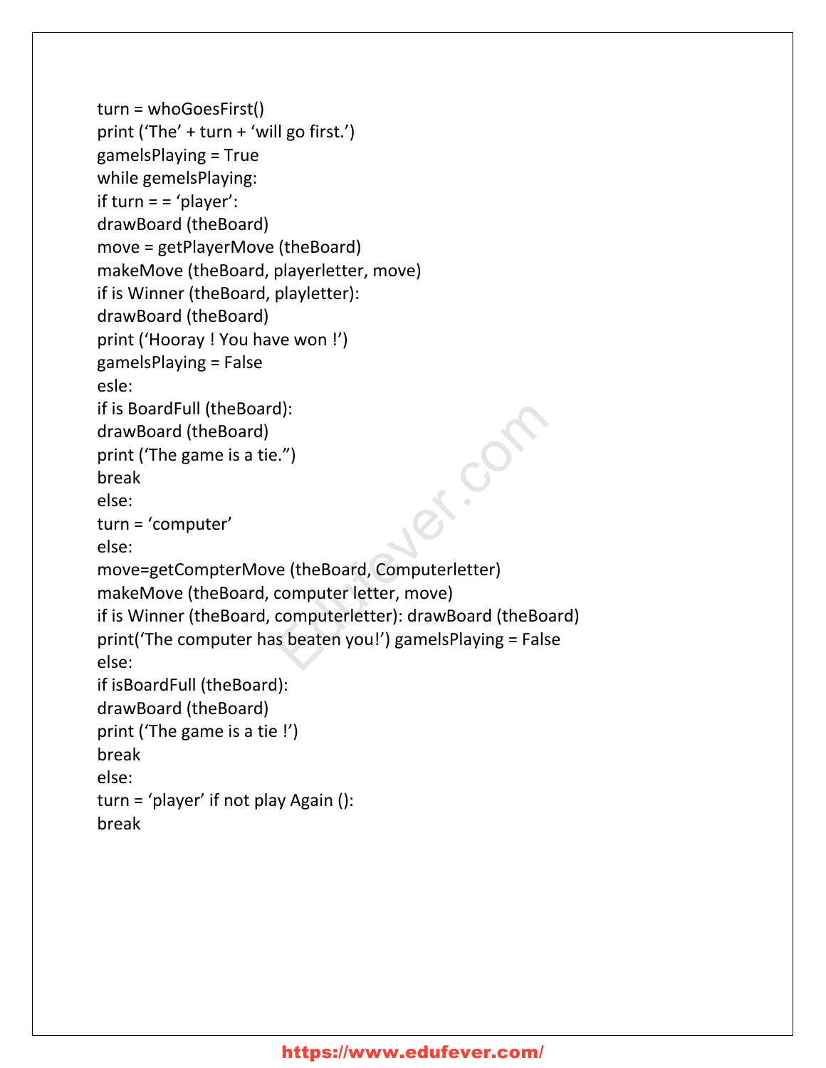```
turn = whoGoesFirst()
print ('The' + turn + 'will go first.')
gameIsPlaying = True
while gemeIsPlaying:
if turn = = 'player':
drawBoard (theBoard)
move = getPlayerMove (theBoard)
makeMove (theBoard, playerletter, move)
if is Winner (theBoard, playletter):
drawBoard (theBoard)
print ('Hooray ! You have won !')
gameIsPlaying = False
esle:
if is BoardFull (theBoard):
drawBoard (theBoard)
print ('The game is a tie.")
break
else:
turn = 'computer'
else:
move=getCompterMove (theBoard, Computerletter)
makeMove (theBoard, computer letter, move)
if is Winner (theBoard, computerletter): drawBoard (theBoard)
print('The computer has beaten you!') gameIsPlaying = False
else:
if isBoardFull (theBoard):
drawBoard (theBoard)
print ('The game is a tie !')
break
else:
turn = 'player' if not play Again ():
break
```